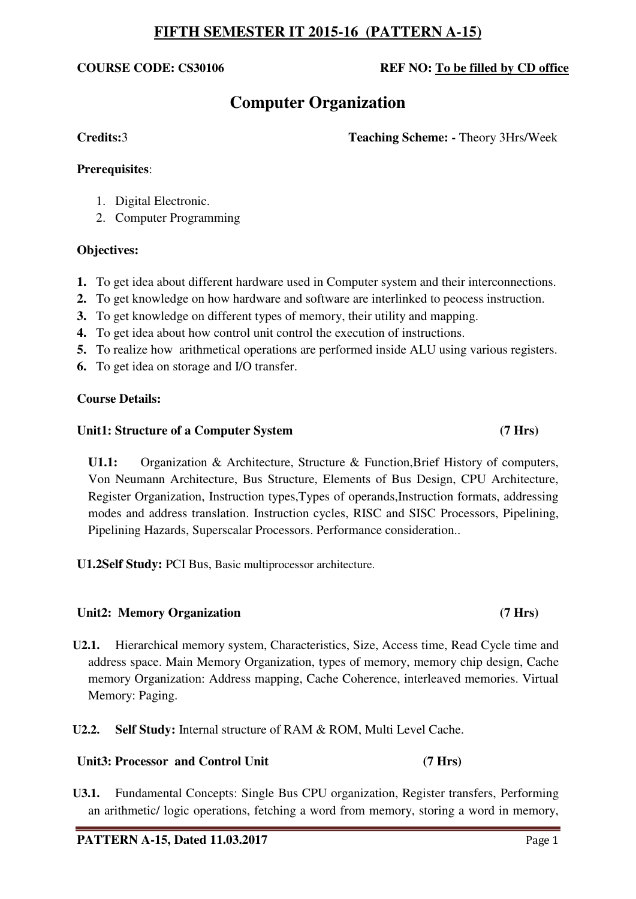# FIFTH SEMESTER IT 2015-16 (PATTERN A-15)

**COURSE CODE: CS30106** **REF NO: To be filled by CD office**

## Computer Organization

**Credits:**3 **Teaching Scheme: -** Theory 3Hrs/Week

**Prerequisites**:

1. Digital Electronic.
2. Computer Programming

**Objectives:**

1. To get idea about different hardware used in Computer system and their interconnections.
2. To get knowledge on how hardware and software are interlinked to peocess instruction.
3. To get knowledge on different types of memory, their utility and mapping.
4. To get idea about how control unit control the execution of instructions.
5. To realize how arithmetical operations are performed inside ALU using various registers.
6. To get idea on storage and I/O transfer.

**Course Details:**

**Unit1: Structure of a Computer System (7 Hrs)**

**U1.1:** Organization & Architecture, Structure & Function,Brief History of computers, Von Neumann Architecture, Bus Structure, Elements of Bus Design, CPU Architecture, Register Organization, Instruction types,Types of operands,Instruction formats, addressing modes and address translation. Instruction cycles, RISC and SISC Processors, Pipelining, Pipelining Hazards, Superscalar Processors. Performance consideration..

**U1.2Self Study:** PCI Bus, Basic multiprocessor architecture.

**Unit2: Memory Organization (7 Hrs)**

**U2.1.** Hierarchical memory system, Characteristics, Size, Access time, Read Cycle time and address space. Main Memory Organization, types of memory, memory chip design, Cache memory Organization: Address mapping, Cache Coherence, interleaved memories. Virtual Memory: Paging.

**U2.2. Self Study:** Internal structure of RAM & ROM, Multi Level Cache.

**Unit3: Processor and Control Unit (7 Hrs)**

**U3.1.** Fundamental Concepts: Single Bus CPU organization, Register transfers, Performing an arithmetic/ logic operations, fetching a word from memory, storing a word in memory,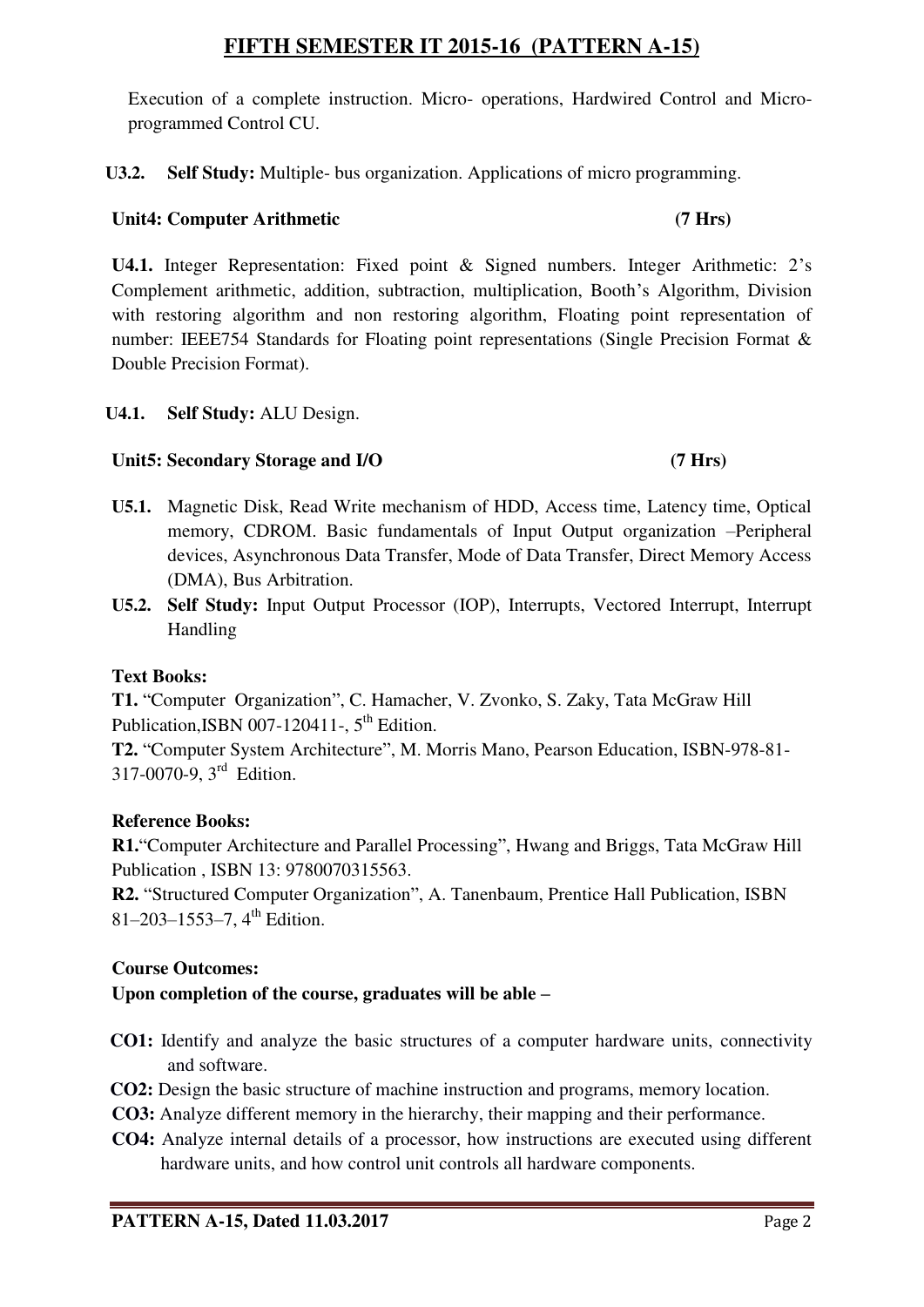Execution of a complete instruction. Micro- operations, Hardwired Control and Micro-programmed Control CU.

**U3.2. Self Study:** Multiple- bus organization. Applications of micro programming.

**Unit4: Computer Arithmetic (7 Hrs)**

**U4.1.** Integer Representation: Fixed point & Signed numbers. Integer Arithmetic: 2's Complement arithmetic, addition, subtraction, multiplication, Booth's Algorithm, Division with restoring algorithm and non restoring algorithm, Floating point representation of number: IEEE754 Standards for Floating point representations (Single Precision Format & Double Precision Format).

**U4.1. Self Study:** ALU Design.

**Unit5: Secondary Storage and I/O (7 Hrs)**

**U5.1.** Magnetic Disk, Read Write mechanism of HDD, Access time, Latency time, Optical memory, CDROM. Basic fundamentals of Input Output organization –Peripheral devices, Asynchronous Data Transfer, Mode of Data Transfer, Direct Memory Access (DMA), Bus Arbitration.

**U5.2. Self Study:** Input Output Processor (IOP), Interrupts, Vectored Interrupt, Interrupt Handling

**Text Books:**

**T1.** "Computer Organization", C. Hamacher, V. Zvonko, S. Zaky, Tata McGraw Hill Publication,ISBN 007-120411-, 5th Edition.

**T2.** "Computer System Architecture", M. Morris Mano, Pearson Education, ISBN-978-81-317-0070-9, 3rd Edition.

**Reference Books:**

**R1.** "Computer Architecture and Parallel Processing", Hwang and Briggs, Tata McGraw Hill Publication , ISBN 13: 9780070315563.

**R2.** "Structured Computer Organization", A. Tanenbaum, Prentice Hall Publication, ISBN 81–203–1553–7, 4th Edition.

**Course Outcomes:**

**Upon completion of the course, graduates will be able –**

**CO1:** Identify and analyze the basic structures of a computer hardware units, connectivity and software.

**CO2:** Design the basic structure of machine instruction and programs, memory location.

**CO3:** Analyze different memory in the hierarchy, their mapping and their performance.

**CO4:** Analyze internal details of a processor, how instructions are executed using different hardware units, and how control unit controls all hardware components.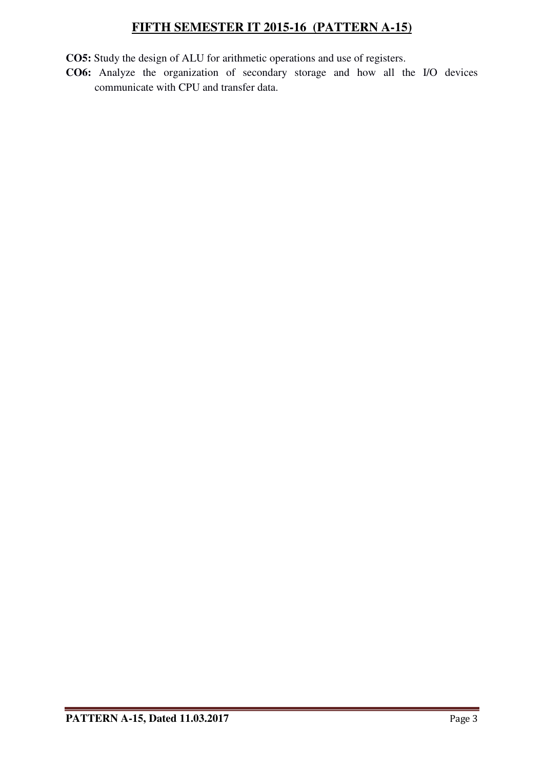**CO5:** Study the design of ALU for arithmetic operations and use of registers.

**CO6:** Analyze the organization of secondary storage and how all the I/O devices communicate with CPU and transfer data.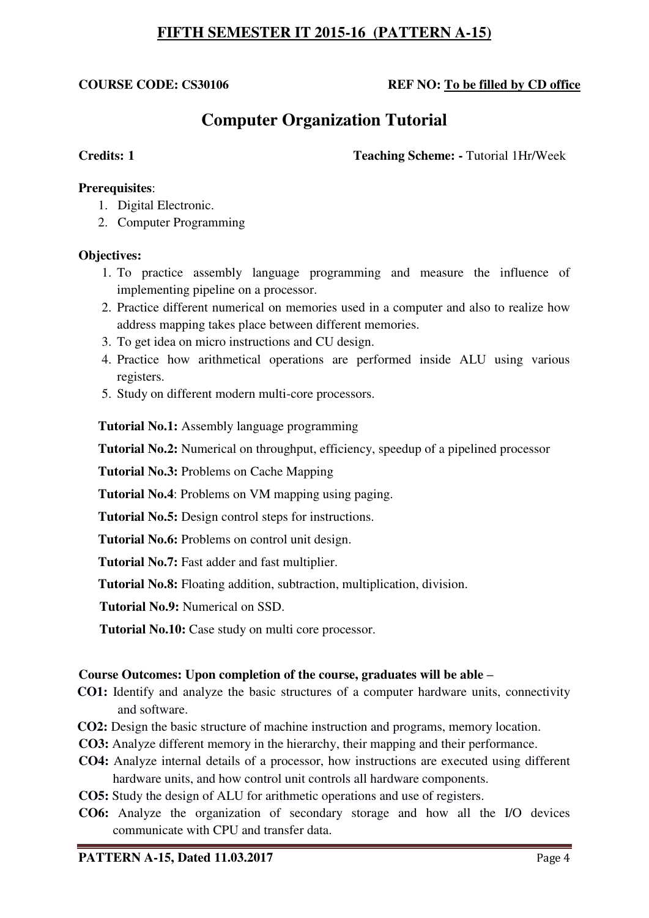## FIFTH SEMESTER IT 2015-16 (PATTERN A-15)

**COURSE CODE: CS30106** **REF NO: To be filled by CD office**

# Computer Organization Tutorial

**Credits: 1** **Teaching Scheme: -** Tutorial 1Hr/Week

**Prerequisites**:

1. Digital Electronic.
2. Computer Programming

**Objectives:**

1. To practice assembly language programming and measure the influence of implementing pipeline on a processor.
2. Practice different numerical on memories used in a computer and also to realize how address mapping takes place between different memories.
3. To get idea on micro instructions and CU design.
4. Practice how arithmetical operations are performed inside ALU using various registers.
5. Study on different modern multi-core processors.

**Tutorial No.1:** Assembly language programming

**Tutorial No.2:** Numerical on throughput, efficiency, speedup of a pipelined processor

**Tutorial No.3:** Problems on Cache Mapping

**Tutorial No.4**: Problems on VM mapping using paging.

**Tutorial No.5:** Design control steps for instructions.

**Tutorial No.6:** Problems on control unit design.

**Tutorial No.7:** Fast adder and fast multiplier.

**Tutorial No.8:** Floating addition, subtraction, multiplication, division.

**Tutorial No.9:** Numerical on SSD.

**Tutorial No.10:** Case study on multi core processor.

**Course Outcomes: Upon completion of the course, graduates will be able –**

**CO1:** Identify and analyze the basic structures of a computer hardware units, connectivity and software.

**CO2:** Design the basic structure of machine instruction and programs, memory location.

**CO3:** Analyze different memory in the hierarchy, their mapping and their performance.

**CO4:** Analyze internal details of a processor, how instructions are executed using different hardware units, and how control unit controls all hardware components.

**CO5:** Study the design of ALU for arithmetic operations and use of registers.

**CO6:** Analyze the organization of secondary storage and how all the I/O devices communicate with CPU and transfer data.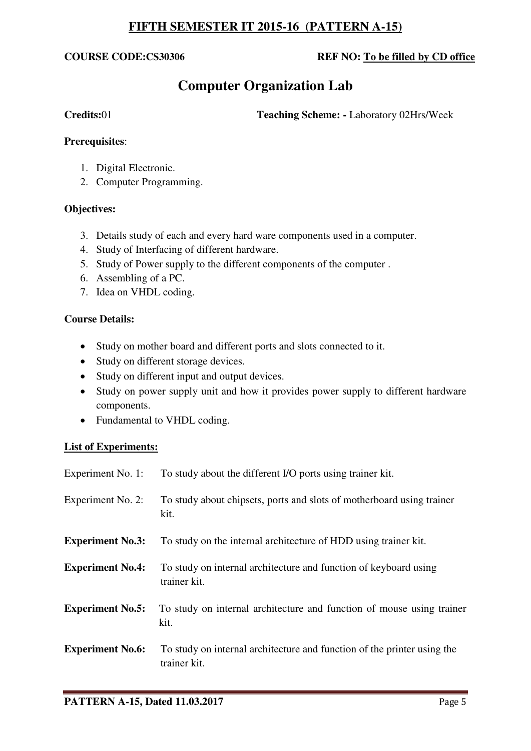# FIFTH SEMESTER IT 2015-16 (PATTERN A-15)

**COURSE CODE:CS30306** **REF NO: To be filled by CD office**

## Computer Organization Lab

**Credits:**01 **Teaching Scheme: -** Laboratory 02Hrs/Week

**Prerequisites**:

1. Digital Electronic.
2. Computer Programming.

**Objectives:**

3. Details study of each and every hard ware components used in a computer.
4. Study of Interfacing of different hardware.
5. Study of Power supply to the different components of the computer .
6. Assembling of a PC.
7. Idea on VHDL coding.

**Course Details:**

- Study on mother board and different ports and slots connected to it.
- Study on different storage devices.
- Study on different input and output devices.
- Study on power supply unit and how it provides power supply to different hardware components.
- Fundamental to VHDL coding.

**List of Experiments:**

Experiment No. 1: To study about the different I/O ports using trainer kit.

Experiment No. 2: To study about chipsets, ports and slots of motherboard using trainer kit.

**Experiment No.3:** To study on the internal architecture of HDD using trainer kit.

**Experiment No.4:** To study on internal architecture and function of keyboard using trainer kit.

**Experiment No.5:** To study on internal architecture and function of mouse using trainer kit.

**Experiment No.6:** To study on internal architecture and function of the printer using the trainer kit.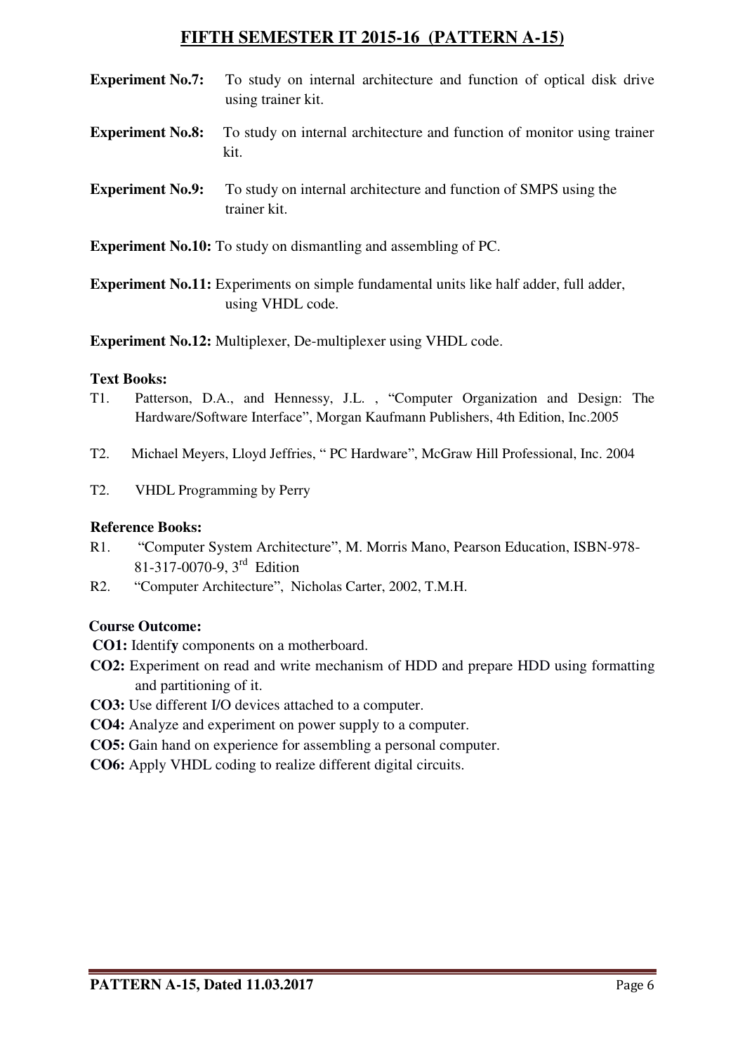**Experiment No.7:** To study on internal architecture and function of optical disk drive using trainer kit.

**Experiment No.8:** To study on internal architecture and function of monitor using trainer kit.

**Experiment No.9:** To study on internal architecture and function of SMPS using the trainer kit.

**Experiment No.10:** To study on dismantling and assembling of PC.

**Experiment No.11:** Experiments on simple fundamental units like half adder, full adder, using VHDL code.

**Experiment No.12:** Multiplexer, De-multiplexer using VHDL code.

**Text Books:**

T1. Patterson, D.A., and Hennessy, J.L. , "Computer Organization and Design: The Hardware/Software Interface", Morgan Kaufmann Publishers, 4th Edition, Inc.2005

T2. Michael Meyers, Lloyd Jeffries, " PC Hardware", McGraw Hill Professional, Inc. 2004

T2. VHDL Programming by Perry

**Reference Books:**

R1. "Computer System Architecture", M. Morris Mano, Pearson Education, ISBN-978-81-317-0070-9, 3rd Edition

R2. "Computer Architecture", Nicholas Carter, 2002, T.M.H.

**Course Outcome:**

**CO1:** Identify components on a motherboard.

**CO2:** Experiment on read and write mechanism of HDD and prepare HDD using formatting and partitioning of it.

**CO3:** Use different I/O devices attached to a computer.

**CO4:** Analyze and experiment on power supply to a computer.

**CO5:** Gain hand on experience for assembling a personal computer.

**CO6:** Apply VHDL coding to realize different digital circuits.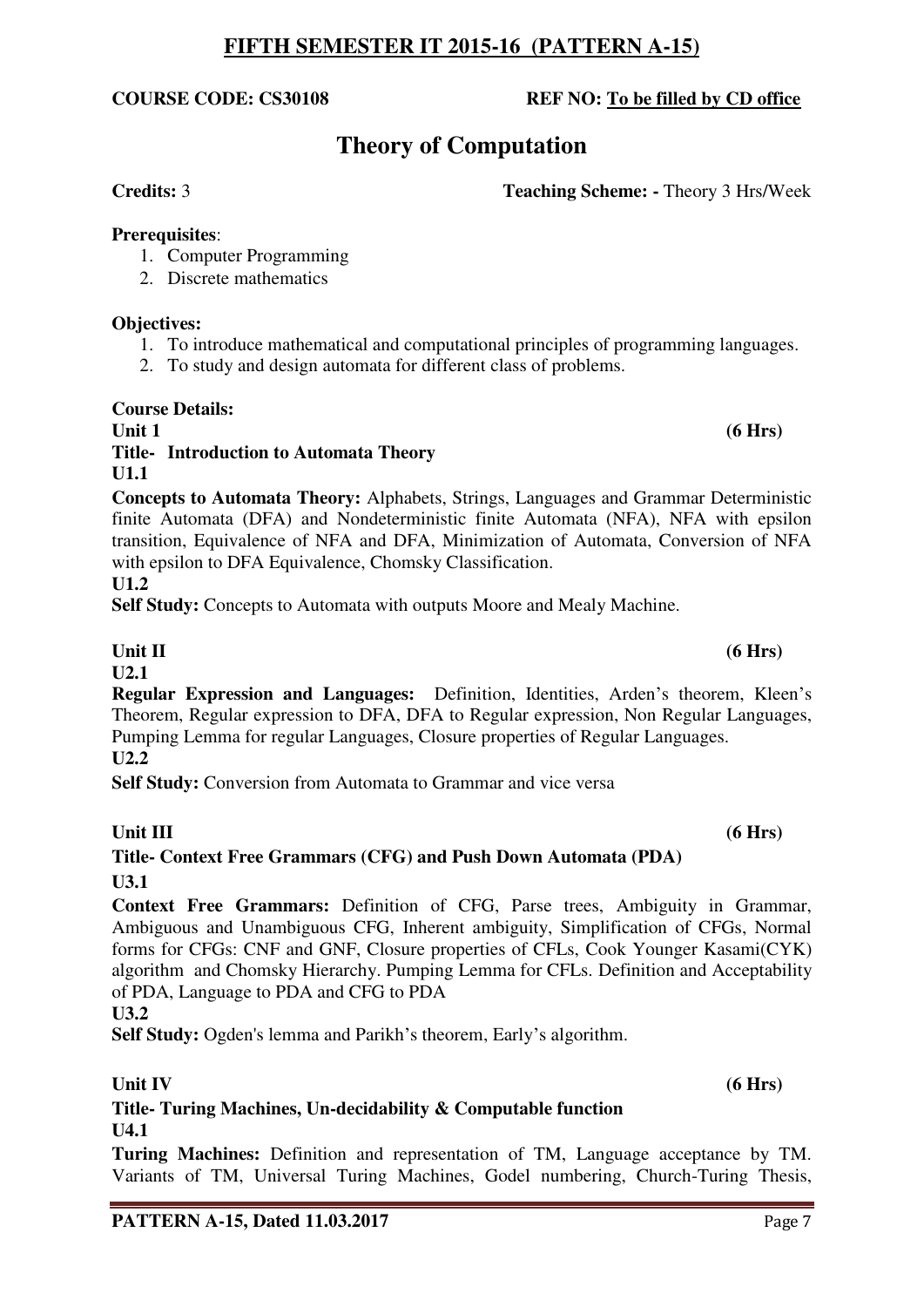## FIFTH SEMESTER IT 2015-16 (PATTERN A-15)

**COURSE CODE: CS30108** **REF NO: To be filled by CD office**

# Theory of Computation

**Credits:** 3 **Teaching Scheme: -** Theory 3 Hrs/Week

**Prerequisites**:

1. Computer Programming
2. Discrete mathematics

**Objectives:**

1. To introduce mathematical and computational principles of programming languages.
2. To study and design automata for different class of problems.

**Course Details:**

**Unit 1** **(6 Hrs)**

**Title- Introduction to Automata Theory**

**U1.1**

**Concepts to Automata Theory:** Alphabets, Strings, Languages and Grammar Deterministic finite Automata (DFA) and Nondeterministic finite Automata (NFA), NFA with epsilon transition, Equivalence of NFA and DFA, Minimization of Automata, Conversion of NFA with epsilon to DFA Equivalence, Chomsky Classification.

**U1.2**

**Self Study:** Concepts to Automata with outputs Moore and Mealy Machine.

**Unit II** **(6 Hrs)**

**U2.1**

**Regular Expression and Languages:** Definition, Identities, Arden's theorem, Kleen's Theorem, Regular expression to DFA, DFA to Regular expression, Non Regular Languages, Pumping Lemma for regular Languages, Closure properties of Regular Languages.

**U2.2**

**Self Study:** Conversion from Automata to Grammar and vice versa

**Unit III** **(6 Hrs)**

**Title- Context Free Grammars (CFG) and Push Down Automata (PDA)**

**U3.1**

**Context Free Grammars:** Definition of CFG, Parse trees, Ambiguity in Grammar, Ambiguous and Unambiguous CFG, Inherent ambiguity, Simplification of CFGs, Normal forms for CFGs: CNF and GNF, Closure properties of CFLs, Cook Younger Kasami(CYK) algorithm and Chomsky Hierarchy. Pumping Lemma for CFLs. Definition and Acceptability of PDA, Language to PDA and CFG to PDA

**U3.2**

**Self Study:** Ogden's lemma and Parikh's theorem, Early's algorithm.

**Unit IV** **(6 Hrs)**

**Title- Turing Machines, Un-decidability & Computable function**

**U4.1**

**Turing Machines:** Definition and representation of TM, Language acceptance by TM. Variants of TM, Universal Turing Machines, Godel numbering, Church-Turing Thesis,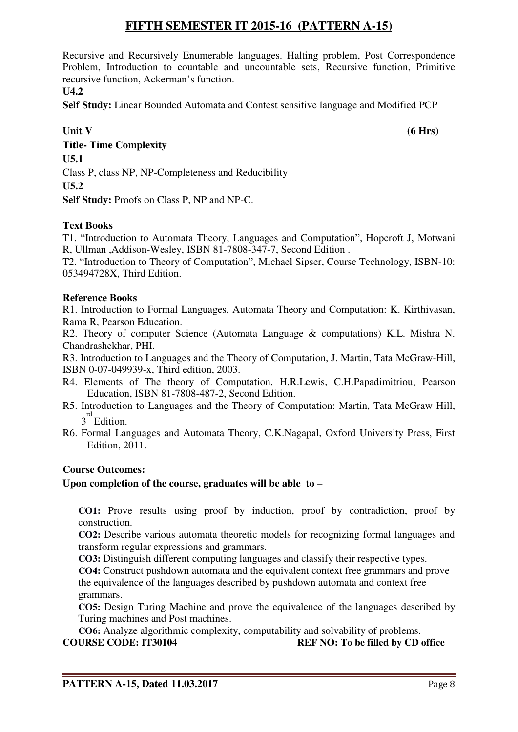Recursive and Recursively Enumerable languages. Halting problem, Post Correspondence Problem, Introduction to countable and uncountable sets, Recursive function, Primitive recursive function, Ackerman's function.

**U4.2**

**Self Study:** Linear Bounded Automata and Contest sensitive language and Modified PCP

**Unit V** **(6 Hrs)**

**Title- Time Complexity**

**U5.1**

Class P, class NP, NP-Completeness and Reducibility

**U5.2**

**Self Study:** Proofs on Class P, NP and NP-C.

**Text Books**

T1. "Introduction to Automata Theory, Languages and Computation", Hopcroft J, Motwani R, Ullman ,Addison-Wesley, ISBN 81-7808-347-7, Second Edition .

T2. "Introduction to Theory of Computation", Michael Sipser, Course Technology, ISBN-10: 053494728X, Third Edition.

**Reference Books**

R1. Introduction to Formal Languages, Automata Theory and Computation: K. Kirthivasan, Rama R, Pearson Education.

R2. Theory of computer Science (Automata Language & computations) K.L. Mishra N. Chandrashekhar, PHI.

R3. Introduction to Languages and the Theory of Computation, J. Martin, Tata McGraw-Hill, ISBN 0-07-049939-x, Third edition, 2003.

R4. Elements of The theory of Computation, H.R.Lewis, C.H.Papadimitriou, Pearson Education, ISBN 81-7808-487-2, Second Edition.

R5. Introduction to Languages and the Theory of Computation: Martin, Tata McGraw Hill, 3rd Edition.

R6. Formal Languages and Automata Theory, C.K.Nagapal, Oxford University Press, First Edition, 2011.

**Course Outcomes:**

**Upon completion of the course, graduates will be able to –**

**CO1:** Prove results using proof by induction, proof by contradiction, proof by construction.

**CO2:** Describe various automata theoretic models for recognizing formal languages and transform regular expressions and grammars.

**CO3:** Distinguish different computing languages and classify their respective types.

**CO4:** Construct pushdown automata and the equivalent context free grammars and prove the equivalence of the languages described by pushdown automata and context free grammars.

**CO5:** Design Turing Machine and prove the equivalence of the languages described by Turing machines and Post machines.

**CO6:** Analyze algorithmic complexity, computability and solvability of problems.

**COURSE CODE: IT30104** **REF NO: To be filled by CD office**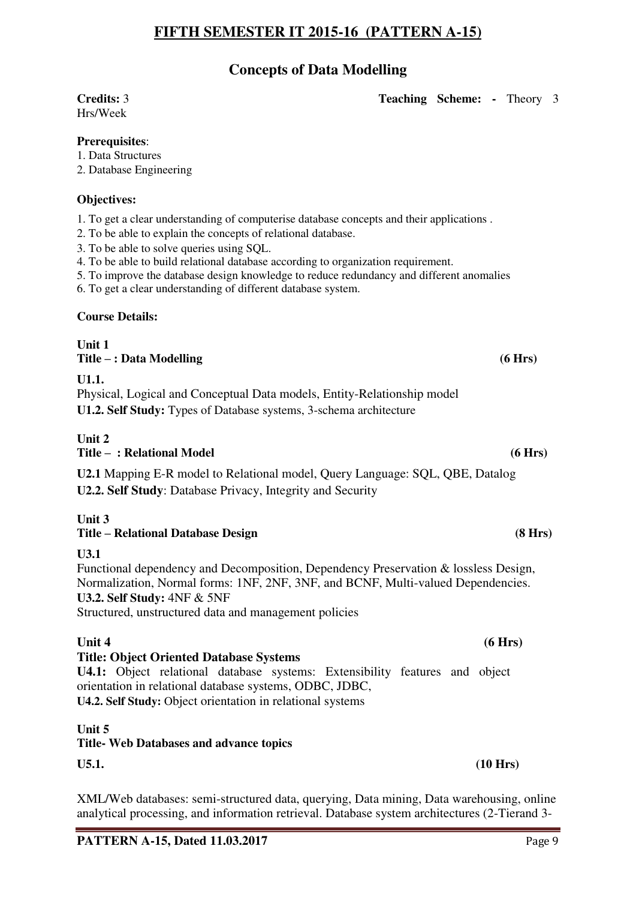# FIFTH SEMESTER IT 2015-16 (PATTERN A-15)

## Concepts of Data Modelling

**Credits:** 3 **Teaching Scheme: -** Theory 3 Hrs/Week

**Prerequisites**:

1. Data Structures
2. Database Engineering

**Objectives:**

1. To get a clear understanding of computerise database concepts and their applications .
2. To be able to explain the concepts of relational database.
3. To be able to solve queries using SQL.
4. To be able to build relational database according to organization requirement.
5. To improve the database design knowledge to reduce redundancy and different anomalies
6. To get a clear understanding of different database system.

**Course Details:**

**Unit 1**
**Title – : Data Modelling** **(6 Hrs)**

**U1.1.**
Physical, Logical and Conceptual Data models, Entity-Relationship model
**U1.2. Self Study:** Types of Database systems, 3-schema architecture

**Unit 2**
**Title – : Relational Model** **(6 Hrs)**

**U2.1** Mapping E-R model to Relational model, Query Language: SQL, QBE, Datalog
**U2.2. Self Study**: Database Privacy, Integrity and Security

**Unit 3**
**Title – Relational Database Design** **(8 Hrs)**

**U3.1**
Functional dependency and Decomposition, Dependency Preservation & lossless Design, Normalization, Normal forms: 1NF, 2NF, 3NF, and BCNF, Multi-valued Dependencies.
**U3.2. Self Study:** 4NF & 5NF
Structured, unstructured data and management policies

**Unit 4** **(6 Hrs)**
**Title: Object Oriented Database Systems**
**U4.1:** Object relational database systems: Extensibility features and object orientation in relational database systems, ODBC, JDBC,
**U4.2. Self Study:** Object orientation in relational systems

**Unit 5**
**Title- Web Databases and advance topics**

**U5.1.** **(10 Hrs)**

XML/Web databases: semi-structured data, querying, Data mining, Data warehousing, online analytical processing, and information retrieval. Database system architectures (2-Tierand 3-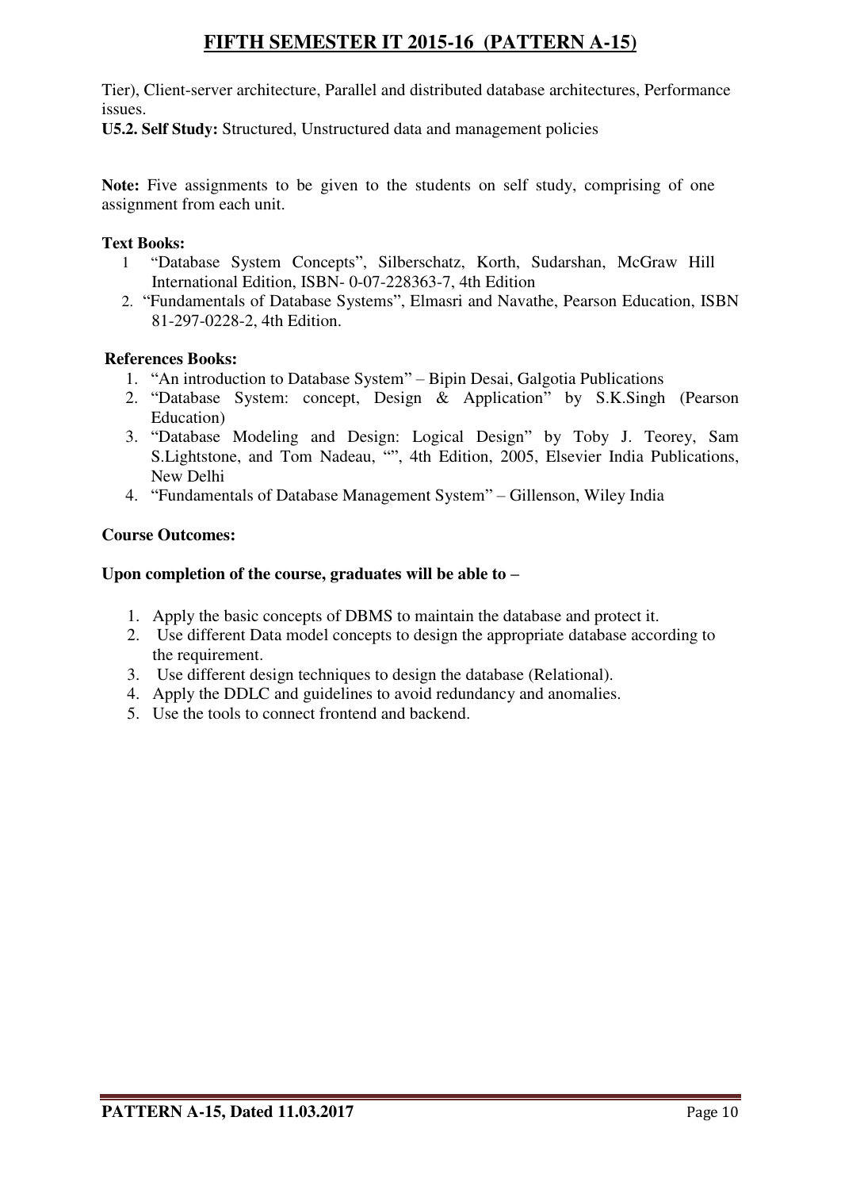Tier), Client-server architecture, Parallel and distributed database architectures, Performance issues.

**U5.2. Self Study:** Structured, Unstructured data and management policies

**Note:** Five assignments to be given to the students on self study, comprising of one assignment from each unit.

**Text Books:**

1. "Database System Concepts", Silberschatz, Korth, Sudarshan, McGraw Hill International Edition, ISBN- 0-07-228363-7, 4th Edition
2. "Fundamentals of Database Systems", Elmasri and Navathe, Pearson Education, ISBN 81-297-0228-2, 4th Edition.

**References Books:**

1. "An introduction to Database System" – Bipin Desai, Galgotia Publications
2. "Database System: concept, Design & Application" by S.K.Singh (Pearson Education)
3. "Database Modeling and Design: Logical Design" by Toby J. Teorey, Sam S.Lightstone, and Tom Nadeau, "", 4th Edition, 2005, Elsevier India Publications, New Delhi
4. "Fundamentals of Database Management System" – Gillenson, Wiley India

**Course Outcomes:**

**Upon completion of the course, graduates will be able to –**

1. Apply the basic concepts of DBMS to maintain the database and protect it.
2. Use different Data model concepts to design the appropriate database according to the requirement.
3. Use different design techniques to design the database (Relational).
4. Apply the DDLC and guidelines to avoid redundancy and anomalies.
5. Use the tools to connect frontend and backend.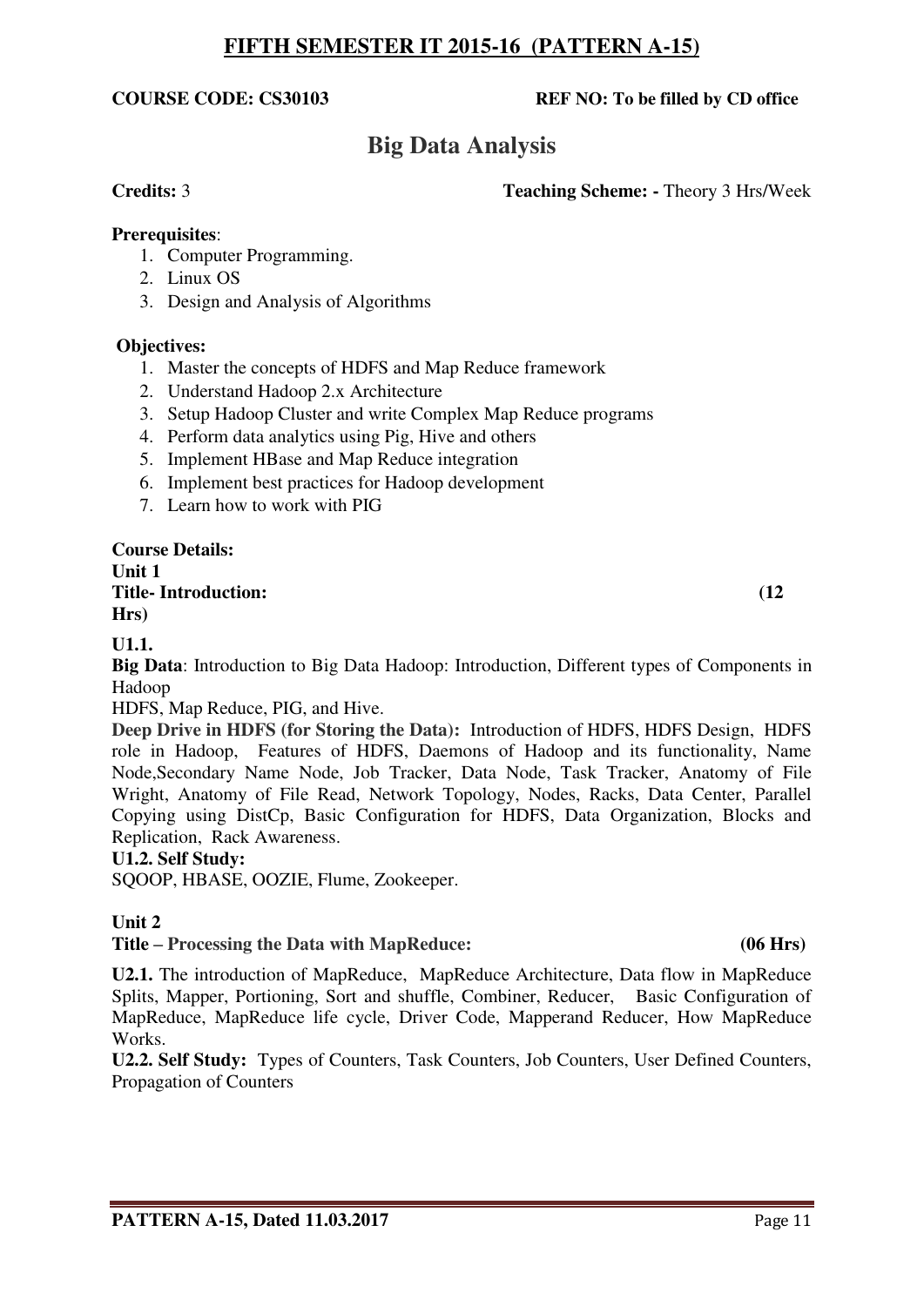# FIFTH SEMESTER IT 2015-16 (PATTERN A-15)

**COURSE CODE: CS30103** **REF NO: To be filled by CD office**

## Big Data Analysis

**Credits:** 3 **Teaching Scheme: -** Theory 3 Hrs/Week

**Prerequisites**:

1. Computer Programming.
2. Linux OS
3. Design and Analysis of Algorithms

**Objectives:**

1. Master the concepts of HDFS and Map Reduce framework
2. Understand Hadoop 2.x Architecture
3. Setup Hadoop Cluster and write Complex Map Reduce programs
4. Perform data analytics using Pig, Hive and others
5. Implement HBase and Map Reduce integration
6. Implement best practices for Hadoop development
7. Learn how to work with PIG

**Course Details:**

**Unit 1**

**Title- Introduction: (12 Hrs)**

**U1.1.**

**Big Data**: Introduction to Big Data Hadoop: Introduction, Different types of Components in Hadoop

HDFS, Map Reduce, PIG, and Hive.

**Deep Drive in HDFS (for Storing the Data):** Introduction of HDFS, HDFS Design, HDFS role in Hadoop, Features of HDFS, Daemons of Hadoop and its functionality, Name Node,Secondary Name Node, Job Tracker, Data Node, Task Tracker, Anatomy of File Wright, Anatomy of File Read, Network Topology, Nodes, Racks, Data Center, Parallel Copying using DistCp, Basic Configuration for HDFS, Data Organization, Blocks and Replication, Rack Awareness.

**U1.2. Self Study:**

SQOOP, HBASE, OOZIE, Flume, Zookeeper.

**Unit 2**

**Title – Processing the Data with MapReduce: (06 Hrs)**

**U2.1.** The introduction of MapReduce, MapReduce Architecture, Data flow in MapReduce Splits, Mapper, Portioning, Sort and shuffle, Combiner, Reducer, Basic Configuration of MapReduce, MapReduce life cycle, Driver Code, Mapperand Reducer, How MapReduce Works.

**U2.2. Self Study:** Types of Counters, Task Counters, Job Counters, User Defined Counters, Propagation of Counters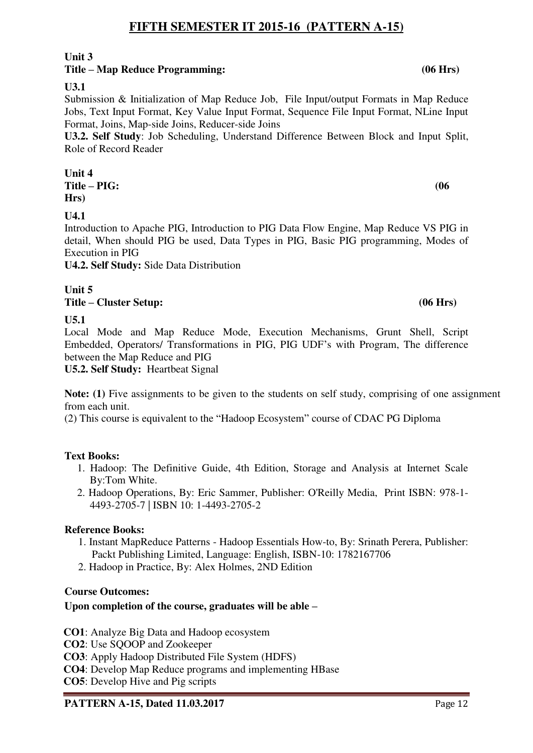## FIFTH SEMESTER IT 2015-16 (PATTERN A-15)

**Unit 3**
**Title – Map Reduce Programming: (06 Hrs)**

**U3.1**
Submission & Initialization of Map Reduce Job, File Input/output Formats in Map Reduce Jobs, Text Input Format, Key Value Input Format, Sequence File Input Format, NLine Input Format, Joins, Map-side Joins, Reducer-side Joins

**U3.2. Self Study**: Job Scheduling, Understand Difference Between Block and Input Split, Role of Record Reader

**Unit 4**
**Title – PIG: (06 Hrs)**

**U4.1**
Introduction to Apache PIG, Introduction to PIG Data Flow Engine, Map Reduce VS PIG in detail, When should PIG be used, Data Types in PIG, Basic PIG programming, Modes of Execution in PIG

**U4.2. Self Study:** Side Data Distribution

**Unit 5**
**Title – Cluster Setup: (06 Hrs)**

**U5.1**
Local Mode and Map Reduce Mode, Execution Mechanisms, Grunt Shell, Script Embedded, Operators/ Transformations in PIG, PIG UDF's with Program, The difference between the Map Reduce and PIG

**U5.2. Self Study:** Heartbeat Signal

**Note: (1)** Five assignments to be given to the students on self study, comprising of one assignment from each unit.
(2) This course is equivalent to the "Hadoop Ecosystem" course of CDAC PG Diploma

**Text Books:**

1. Hadoop: The Definitive Guide, 4th Edition, Storage and Analysis at Internet Scale By:Tom White.
2. Hadoop Operations, By: Eric Sammer, Publisher: O'Reilly Media, Print ISBN: 978-1-4493-2705-7 | ISBN 10: 1-4493-2705-2

**Reference Books:**

1. Instant MapReduce Patterns - Hadoop Essentials How-to, By: Srinath Perera, Publisher: Packt Publishing Limited, Language: English, ISBN-10: 1782167706
2. Hadoop in Practice, By: Alex Holmes, 2ND Edition

**Course Outcomes:**

**Upon completion of the course, graduates will be able –**

**CO1**: Analyze Big Data and Hadoop ecosystem
**CO2**: Use SQOOP and Zookeeper
**CO3**: Apply Hadoop Distributed File System (HDFS)
**CO4**: Develop Map Reduce programs and implementing HBase
**CO5**: Develop Hive and Pig scripts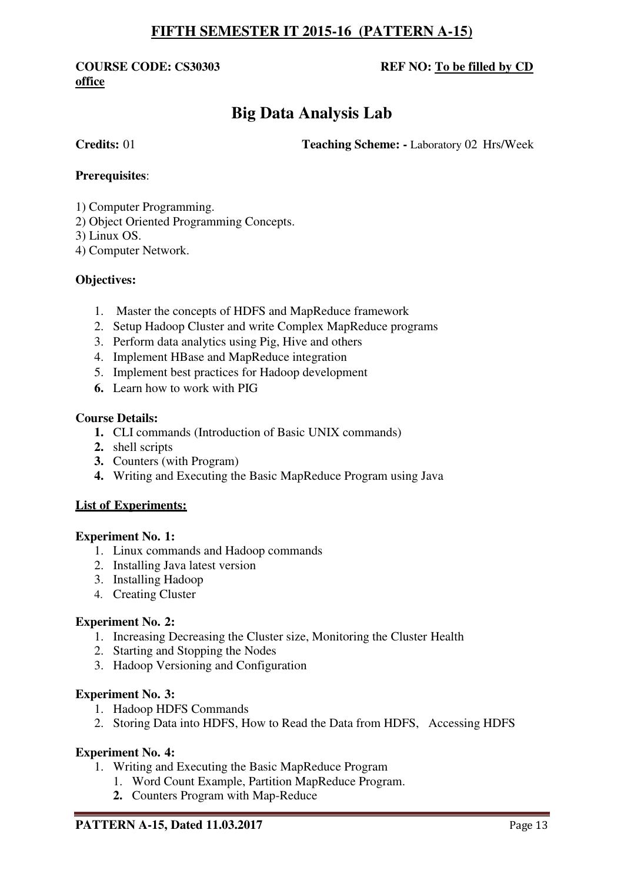## FIFTH SEMESTER IT 2015-16 (PATTERN A-15)

**COURSE CODE: CS30303** **REF NO: To be filled by CD office**

# Big Data Analysis Lab

**Credits:** 01 **Teaching Scheme: -** Laboratory 02 Hrs/Week

**Prerequisites**:

1) Computer Programming.
2) Object Oriented Programming Concepts.
3) Linux OS.
4) Computer Network.

**Objectives:**

1. Master the concepts of HDFS and MapReduce framework
2. Setup Hadoop Cluster and write Complex MapReduce programs
3. Perform data analytics using Pig, Hive and others
4. Implement HBase and MapReduce integration
5. Implement best practices for Hadoop development
6. Learn how to work with PIG

**Course Details:**

1. CLI commands (Introduction of Basic UNIX commands)
2. shell scripts
3. Counters (with Program)
4. Writing and Executing the Basic MapReduce Program using Java

**List of Experiments:**

**Experiment No. 1:**

1. Linux commands and Hadoop commands
2. Installing Java latest version
3. Installing Hadoop
4. Creating Cluster

**Experiment No. 2:**

1. Increasing Decreasing the Cluster size, Monitoring the Cluster Health
2. Starting and Stopping the Nodes
3. Hadoop Versioning and Configuration

**Experiment No. 3:**

1. Hadoop HDFS Commands
2. Storing Data into HDFS, How to Read the Data from HDFS, Accessing HDFS

**Experiment No. 4:**

1. Writing and Executing the Basic MapReduce Program
   1. Word Count Example, Partition MapReduce Program.
   2. Counters Program with Map-Reduce

**PATTERN A-15, Dated 11.03.2017**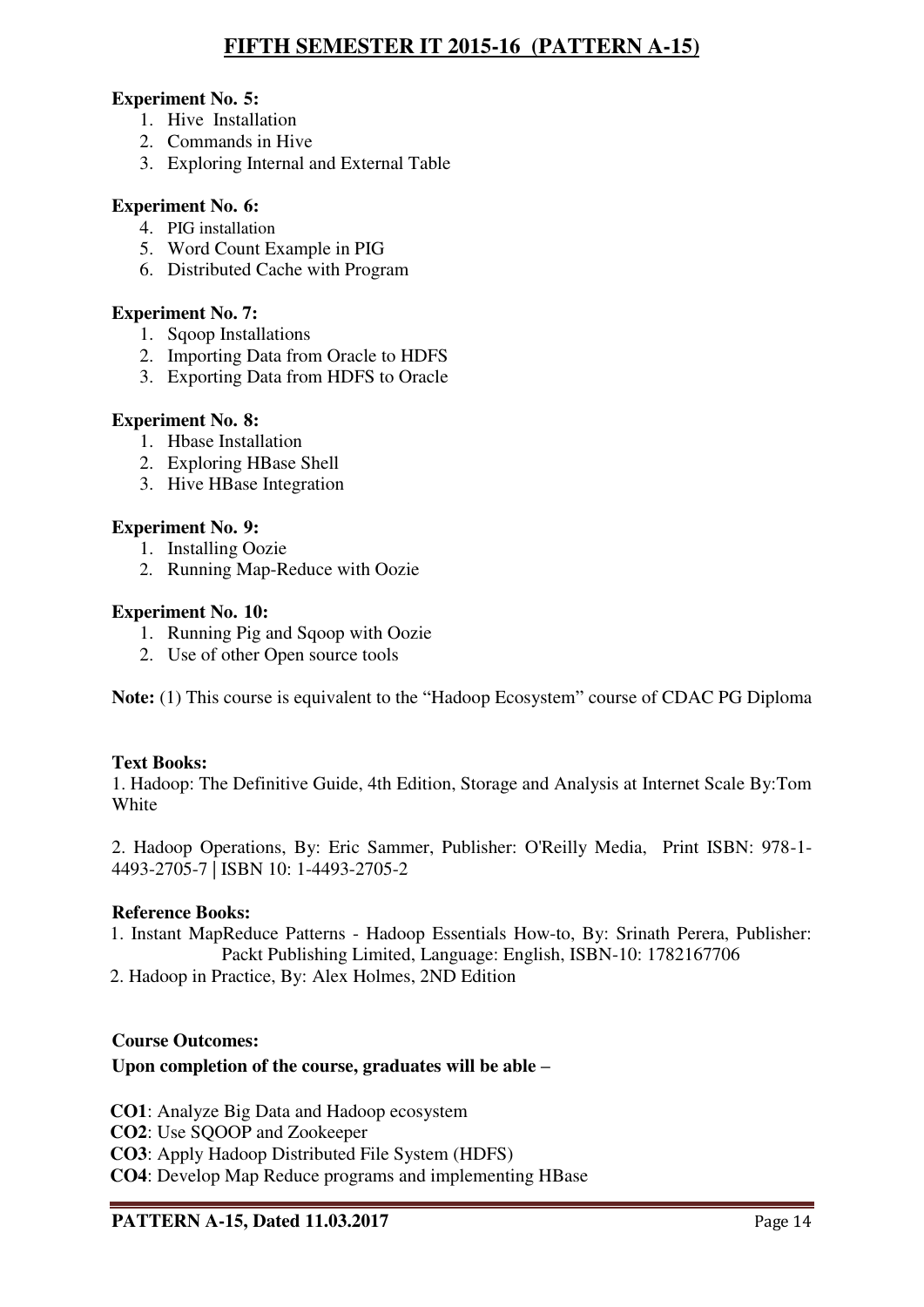**Experiment No. 5:**

1. Hive Installation
2. Commands in Hive
3. Exploring Internal and External Table

**Experiment No. 6:**

4. PIG installation
5. Word Count Example in PIG
6. Distributed Cache with Program

**Experiment No. 7:**

1. Sqoop Installations
2. Importing Data from Oracle to HDFS
3. Exporting Data from HDFS to Oracle

**Experiment No. 8:**

1. Hbase Installation
2. Exploring HBase Shell
3. Hive HBase Integration

**Experiment No. 9:**

1. Installing Oozie
2. Running Map-Reduce with Oozie

**Experiment No. 10:**

1. Running Pig and Sqoop with Oozie
2. Use of other Open source tools

**Note:** (1) This course is equivalent to the "Hadoop Ecosystem" course of CDAC PG Diploma

**Text Books:**

1. Hadoop: The Definitive Guide, 4th Edition, Storage and Analysis at Internet Scale By:Tom White

2. Hadoop Operations, By: Eric Sammer, Publisher: O'Reilly Media, Print ISBN: 978-1-4493-2705-7 | ISBN 10: 1-4493-2705-2

**Reference Books:**

1. Instant MapReduce Patterns - Hadoop Essentials How-to, By: Srinath Perera, Publisher: Packt Publishing Limited, Language: English, ISBN-10: 1782167706
2. Hadoop in Practice, By: Alex Holmes, 2ND Edition

**Course Outcomes:**

**Upon completion of the course, graduates will be able –**

**CO1**: Analyze Big Data and Hadoop ecosystem
**CO2**: Use SQOOP and Zookeeper
**CO3**: Apply Hadoop Distributed File System (HDFS)
**CO4**: Develop Map Reduce programs and implementing HBase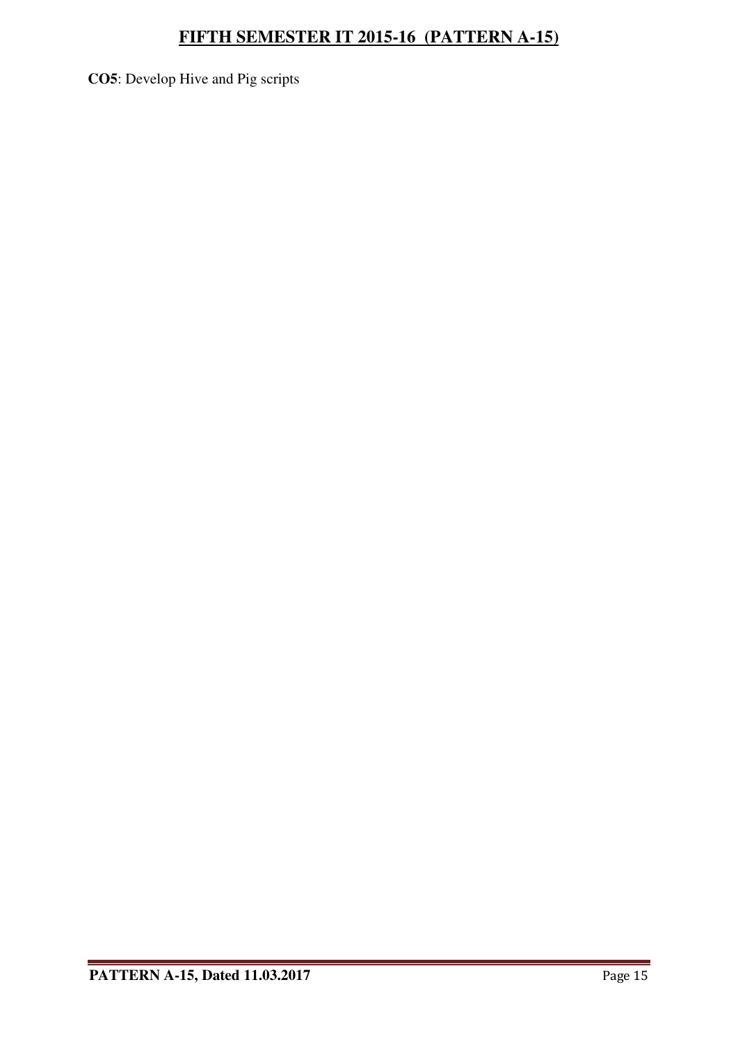**CO5**: Develop Hive and Pig scripts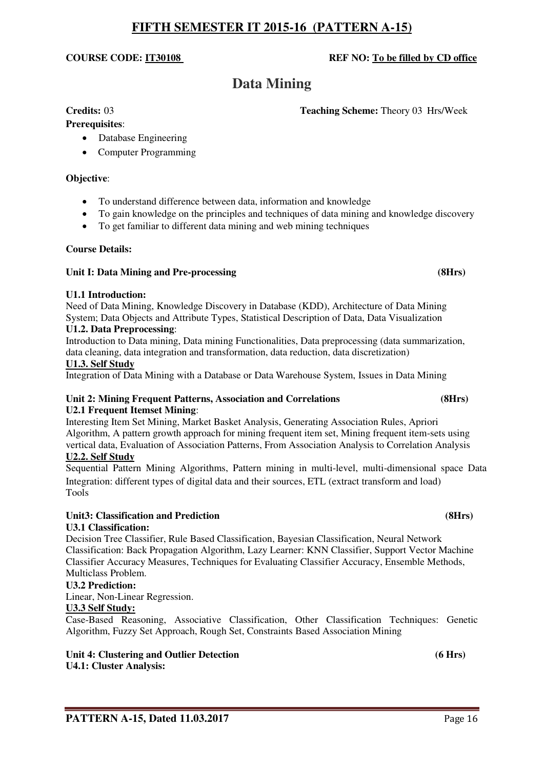# FIFTH SEMESTER IT 2015-16 (PATTERN A-15)

**COURSE CODE: IT30108** **REF NO: To be filled by CD office**

## Data Mining

**Credits:** 03 **Teaching Scheme:** Theory 03 Hrs/Week

**Prerequisites**:

- Database Engineering
- Computer Programming

**Objective**:

- To understand difference between data, information and knowledge
- To gain knowledge on the principles and techniques of data mining and knowledge discovery
- To get familiar to different data mining and web mining techniques

**Course Details:**

**Unit I: Data Mining and Pre-processing (8Hrs)**

**U1.1 Introduction:**

Need of Data Mining, Knowledge Discovery in Database (KDD), Architecture of Data Mining System; Data Objects and Attribute Types, Statistical Description of Data, Data Visualization

**U1.2. Data Preprocessing**:

Introduction to Data mining, Data mining Functionalities, Data preprocessing (data summarization, data cleaning, data integration and transformation, data reduction, data discretization)

**U1.3. Self Study**

Integration of Data Mining with a Database or Data Warehouse System, Issues in Data Mining

**Unit 2: Mining Frequent Patterns, Association and Correlations (8Hrs)**

**U2.1 Frequent Itemset Mining**:

Interesting Item Set Mining, Market Basket Analysis, Generating Association Rules, Apriori Algorithm, A pattern growth approach for mining frequent item set, Mining frequent item-sets using vertical data, Evaluation of Association Patterns, From Association Analysis to Correlation Analysis

**U2.2. Self Study**

Sequential Pattern Mining Algorithms, Pattern mining in multi-level, multi-dimensional space Data Integration: different types of digital data and their sources, ETL (extract transform and load) Tools

**Unit3: Classification and Prediction (8Hrs)**

**U3.1 Classification:**

Decision Tree Classifier, Rule Based Classification, Bayesian Classification, Neural Network Classification: Back Propagation Algorithm, Lazy Learner: KNN Classifier, Support Vector Machine Classifier Accuracy Measures, Techniques for Evaluating Classifier Accuracy, Ensemble Methods, Multiclass Problem.

**U3.2 Prediction:**

Linear, Non-Linear Regression.

**U3.3 Self Study:**

Case-Based Reasoning, Associative Classification, Other Classification Techniques: Genetic Algorithm, Fuzzy Set Approach, Rough Set, Constraints Based Association Mining

**Unit 4: Clustering and Outlier Detection (6 Hrs)**

**U4.1: Cluster Analysis:**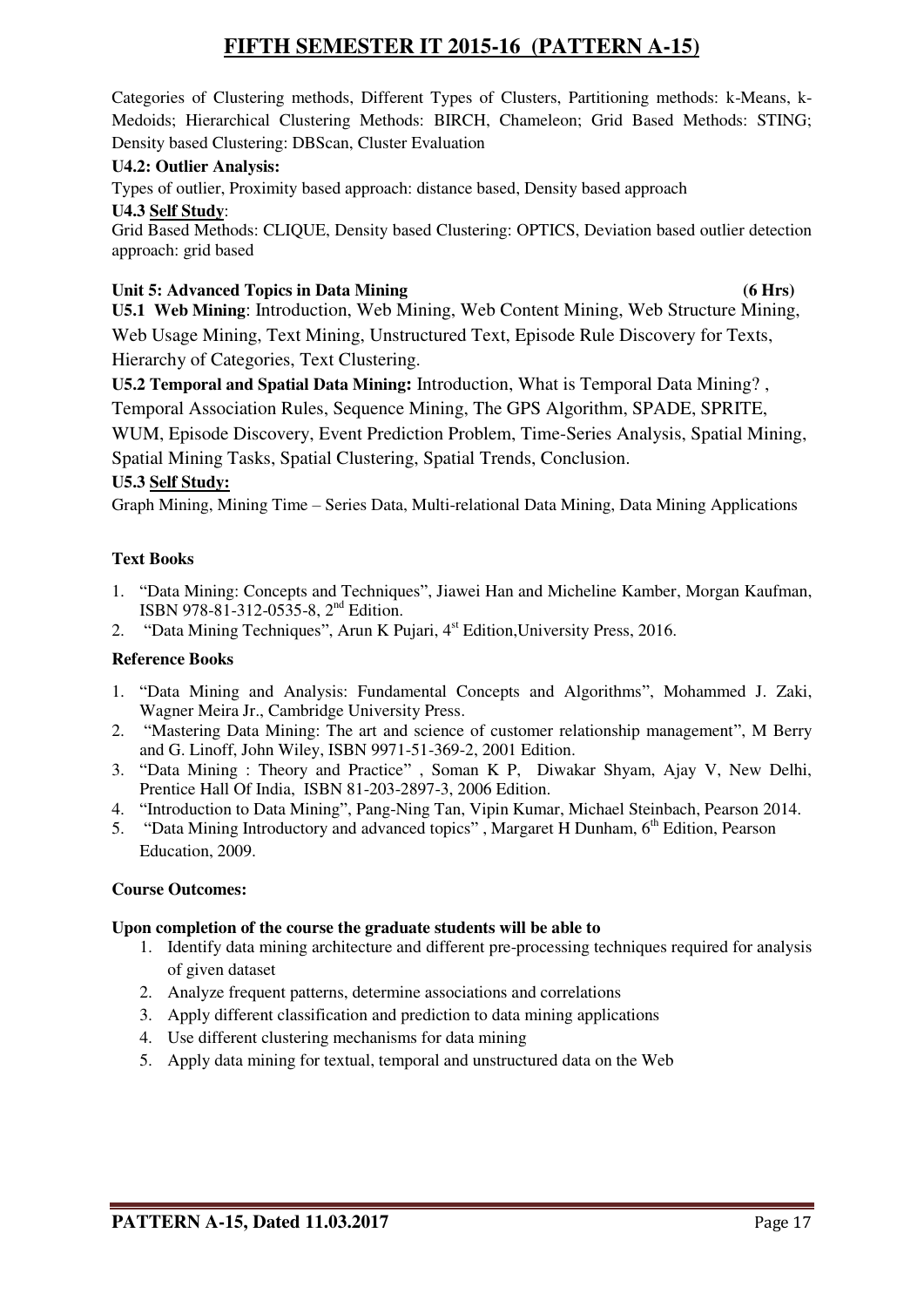Categories of Clustering methods, Different Types of Clusters, Partitioning methods: k-Means, k-Medoids; Hierarchical Clustering Methods: BIRCH, Chameleon; Grid Based Methods: STING; Density based Clustering: DBScan, Cluster Evaluation

**U4.2: Outlier Analysis:**

Types of outlier, Proximity based approach: distance based, Density based approach

**U4.3 Self Study**:

Grid Based Methods: CLIQUE, Density based Clustering: OPTICS, Deviation based outlier detection approach: grid based

**Unit 5: Advanced Topics in Data Mining (6 Hrs)**

**U5.1 Web Mining**: Introduction, Web Mining, Web Content Mining, Web Structure Mining, Web Usage Mining, Text Mining, Unstructured Text, Episode Rule Discovery for Texts, Hierarchy of Categories, Text Clustering.

**U5.2 Temporal and Spatial Data Mining:** Introduction, What is Temporal Data Mining? , Temporal Association Rules, Sequence Mining, The GPS Algorithm, SPADE, SPRITE, WUM, Episode Discovery, Event Prediction Problem, Time-Series Analysis, Spatial Mining, Spatial Mining Tasks, Spatial Clustering, Spatial Trends, Conclusion.

**U5.3 Self Study:**

Graph Mining, Mining Time – Series Data, Multi-relational Data Mining, Data Mining Applications

**Text Books**

1. "Data Mining: Concepts and Techniques", Jiawei Han and Micheline Kamber, Morgan Kaufman, ISBN 978-81-312-0535-8, 2nd Edition.
2. "Data Mining Techniques", Arun K Pujari, 4st Edition,University Press, 2016.

**Reference Books**

1. "Data Mining and Analysis: Fundamental Concepts and Algorithms", Mohammed J. Zaki, Wagner Meira Jr., Cambridge University Press.
2. "Mastering Data Mining: The art and science of customer relationship management", M Berry and G. Linoff, John Wiley, ISBN 9971-51-369-2, 2001 Edition.
3. "Data Mining : Theory and Practice" , Soman K P, Diwakar Shyam, Ajay V, New Delhi, Prentice Hall Of India, ISBN 81-203-2897-3, 2006 Edition.
4. "Introduction to Data Mining", Pang-Ning Tan, Vipin Kumar, Michael Steinbach, Pearson 2014.
5. "Data Mining Introductory and advanced topics" , Margaret H Dunham, 6th Edition, Pearson Education, 2009.

**Course Outcomes:**

**Upon completion of the course the graduate students will be able to**

1. Identify data mining architecture and different pre-processing techniques required for analysis of given dataset
2. Analyze frequent patterns, determine associations and correlations
3. Apply different classification and prediction to data mining applications
4. Use different clustering mechanisms for data mining
5. Apply data mining for textual, temporal and unstructured data on the Web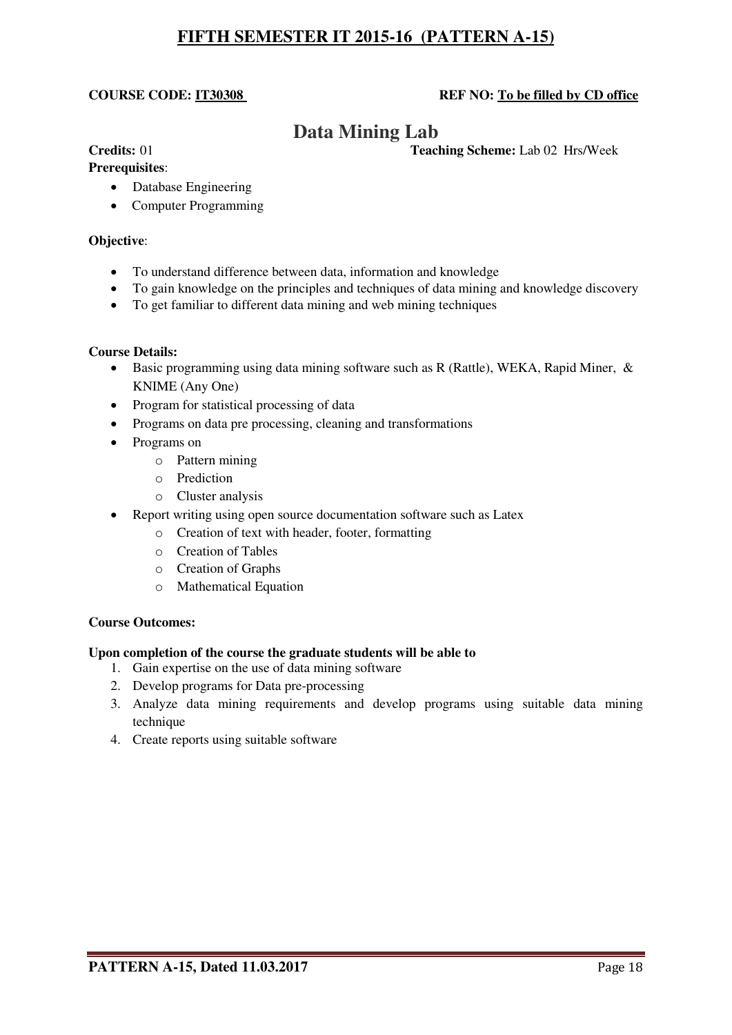**COURSE CODE: IT30308** **REF NO: To be filled by CD office**

# Data Mining Lab

**Credits:** 01 **Teaching Scheme:** Lab 02 Hrs/Week

**Prerequisites**:

- Database Engineering
- Computer Programming

**Objective**:

- To understand difference between data, information and knowledge
- To gain knowledge on the principles and techniques of data mining and knowledge discovery
- To get familiar to different data mining and web mining techniques

**Course Details:**

- Basic programming using data mining software such as R (Rattle), WEKA, Rapid Miner, & KNIME (Any One)
- Program for statistical processing of data
- Programs on data pre processing, cleaning and transformations
- Programs on
  - Pattern mining
  - Prediction
  - Cluster analysis
- Report writing using open source documentation software such as Latex
  - Creation of text with header, footer, formatting
  - Creation of Tables
  - Creation of Graphs
  - Mathematical Equation

**Course Outcomes:**

**Upon completion of the course the graduate students will be able to**

1. Gain expertise on the use of data mining software
2. Develop programs for Data pre-processing
3. Analyze data mining requirements and develop programs using suitable data mining technique
4. Create reports using suitable software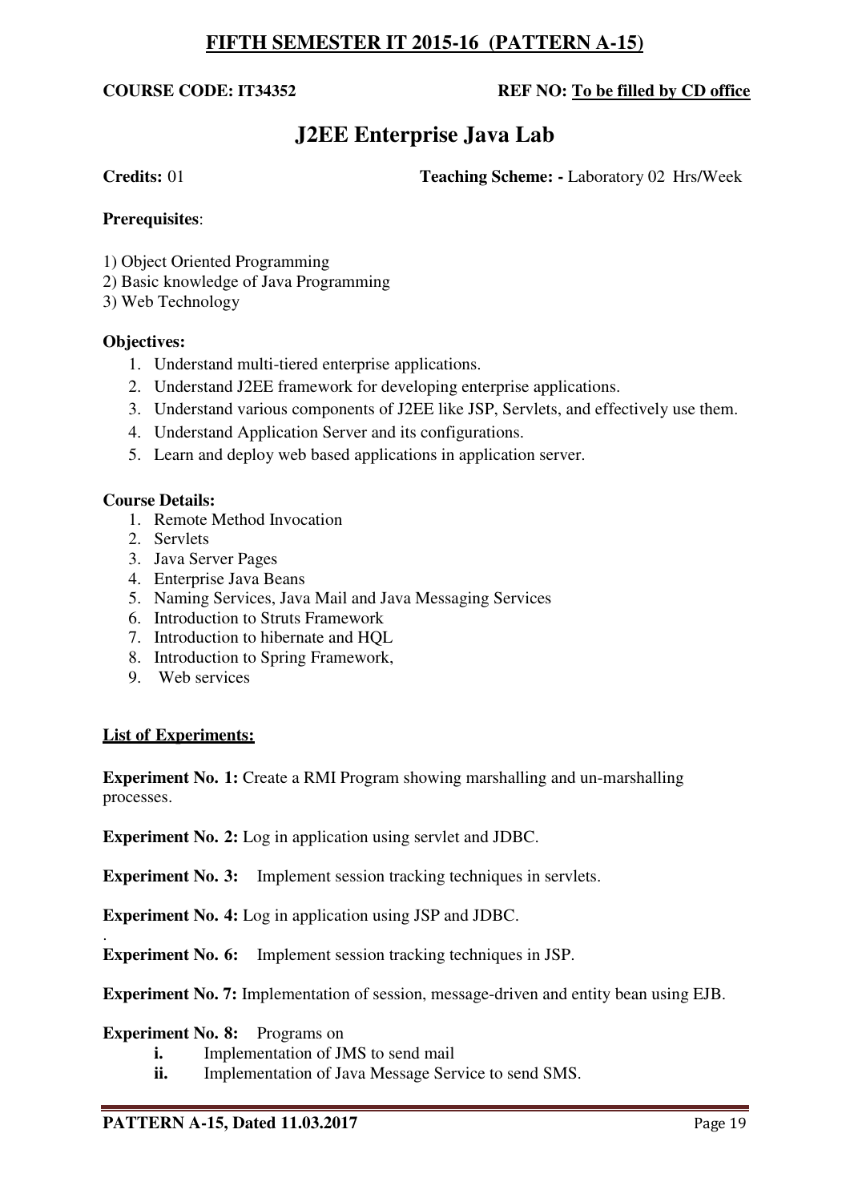## FIFTH SEMESTER IT 2015-16 (PATTERN A-15)

**COURSE CODE: IT34352** **REF NO: To be filled by CD office**

# J2EE Enterprise Java Lab

**Credits:** 01 **Teaching Scheme: -** Laboratory 02 Hrs/Week

**Prerequisites**:

1) Object Oriented Programming
2) Basic knowledge of Java Programming
3) Web Technology

**Objectives:**

1. Understand multi-tiered enterprise applications.
2. Understand J2EE framework for developing enterprise applications.
3. Understand various components of J2EE like JSP, Servlets, and effectively use them.
4. Understand Application Server and its configurations.
5. Learn and deploy web based applications in application server.

**Course Details:**

1. Remote Method Invocation
2. Servlets
3. Java Server Pages
4. Enterprise Java Beans
5. Naming Services, Java Mail and Java Messaging Services
6. Introduction to Struts Framework
7. Introduction to hibernate and HQL
8. Introduction to Spring Framework,
9. Web services

**List of Experiments:**

**Experiment No. 1:** Create a RMI Program showing marshalling and un-marshalling processes.

**Experiment No. 2:** Log in application using servlet and JDBC.

**Experiment No. 3:** Implement session tracking techniques in servlets.

**Experiment No. 4:** Log in application using JSP and JDBC.

.

**Experiment No. 6:** Implement session tracking techniques in JSP.

**Experiment No. 7:** Implementation of session, message-driven and entity bean using EJB.

**Experiment No. 8:** Programs on

- **i.** Implementation of JMS to send mail
- **ii.** Implementation of Java Message Service to send SMS.

**PATTERN A-15, Dated 11.03.2017**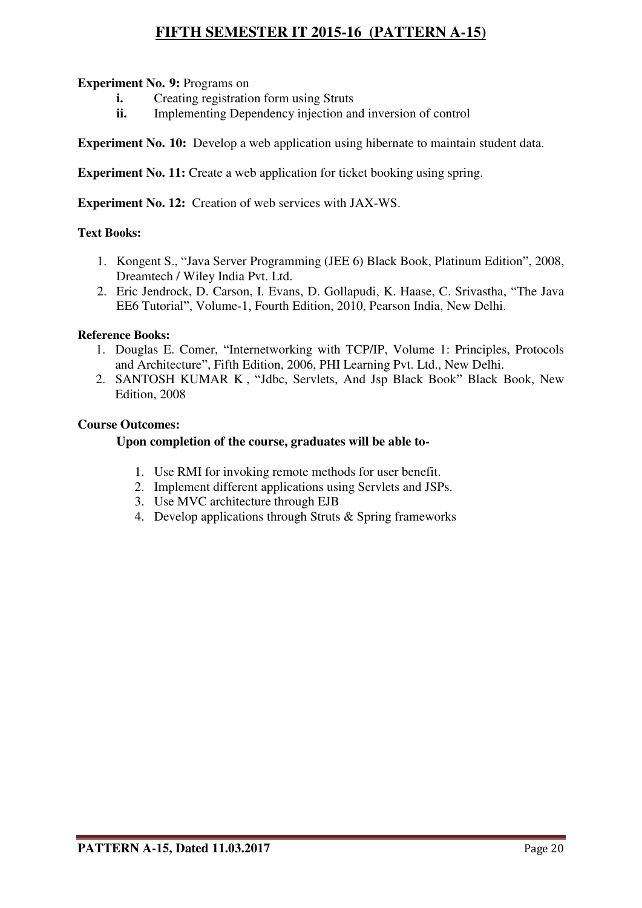**Experiment No. 9:** Programs on

- **i.** Creating registration form using Struts
- **ii.** Implementing Dependency injection and inversion of control

**Experiment No. 10:** Develop a web application using hibernate to maintain student data.

**Experiment No. 11:** Create a web application for ticket booking using spring.

**Experiment No. 12:** Creation of web services with JAX-WS.

**Text Books:**

1. Kongent S., "Java Server Programming (JEE 6) Black Book, Platinum Edition", 2008, Dreamtech / Wiley India Pvt. Ltd.
2. Eric Jendrock, D. Carson, I. Evans, D. Gollapudi, K. Haase, C. Srivastha, "The Java EE6 Tutorial", Volume-1, Fourth Edition, 2010, Pearson India, New Delhi.

**Reference Books:**

1. Douglas E. Comer, "Internetworking with TCP/IP, Volume 1: Principles, Protocols and Architecture", Fifth Edition, 2006, PHI Learning Pvt. Ltd., New Delhi.
2. SANTOSH KUMAR K , "Jdbc, Servlets, And Jsp Black Book" Black Book, New Edition, 2008

**Course Outcomes:**

**Upon completion of the course, graduates will be able to-**

1. Use RMI for invoking remote methods for user benefit.
2. Implement different applications using Servlets and JSPs.
3. Use MVC architecture through EJB
4. Develop applications through Struts & Spring frameworks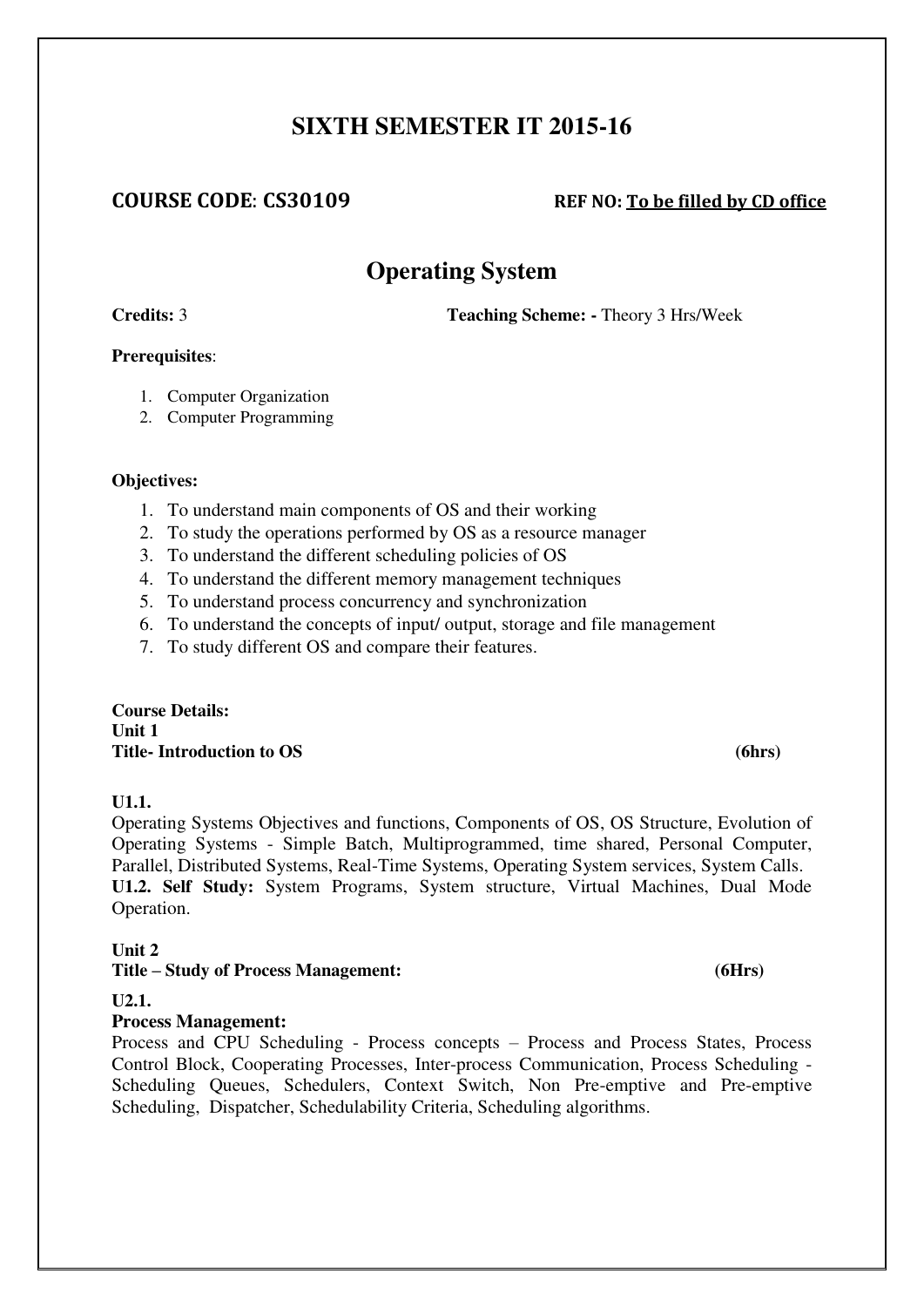# SIXTH SEMESTER IT 2015-16

**COURSE CODE: CS30109** **REF NO: To be filled by CD office**

## Operating System

**Credits:** 3 **Teaching Scheme: -** Theory 3 Hrs/Week

**Prerequisites**:

1. Computer Organization
2. Computer Programming

**Objectives:**

1. To understand main components of OS and their working
2. To study the operations performed by OS as a resource manager
3. To understand the different scheduling policies of OS
4. To understand the different memory management techniques
5. To understand process concurrency and synchronization
6. To understand the concepts of input/ output, storage and file management
7. To study different OS and compare their features.

**Course Details:**
**Unit 1**
**Title- Introduction to OS** **(6hrs)**

**U1.1.**
Operating Systems Objectives and functions, Components of OS, OS Structure, Evolution of Operating Systems - Simple Batch, Multiprogrammed, time shared, Personal Computer, Parallel, Distributed Systems, Real-Time Systems, Operating System services, System Calls.
**U1.2. Self Study:** System Programs, System structure, Virtual Machines, Dual Mode Operation.

**Unit 2**
**Title – Study of Process Management:** **(6Hrs)**

**U2.1.**
**Process Management:**
Process and CPU Scheduling - Process concepts – Process and Process States, Process Control Block, Cooperating Processes, Inter-process Communication, Process Scheduling - Scheduling Queues, Schedulers, Context Switch, Non Pre-emptive and Pre-emptive Scheduling, Dispatcher, Schedulability Criteria, Scheduling algorithms.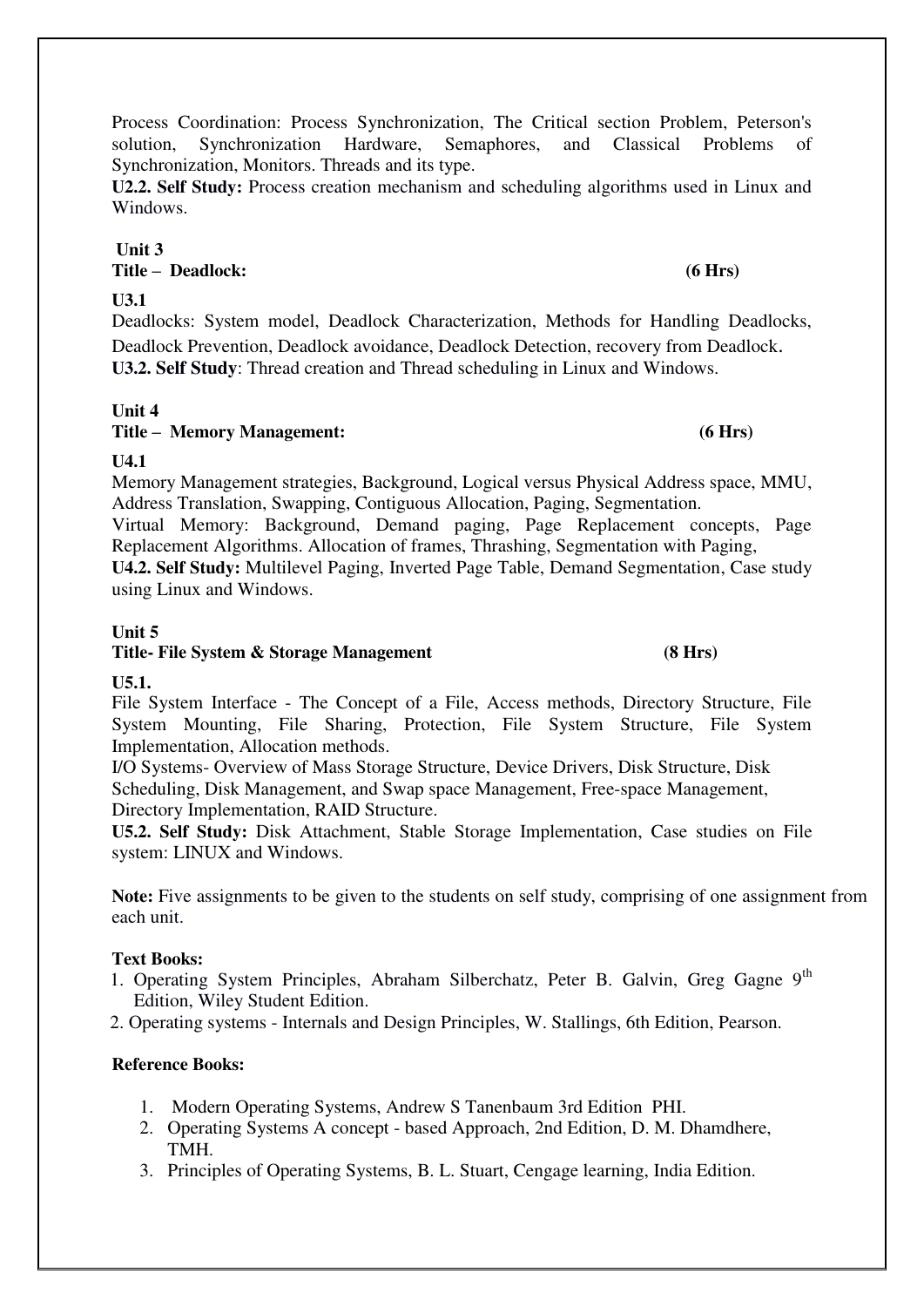Process Coordination: Process Synchronization, The Critical section Problem, Peterson's solution, Synchronization Hardware, Semaphores, and Classical Problems of Synchronization, Monitors. Threads and its type.

**U2.2. Self Study:** Process creation mechanism and scheduling algorithms used in Linux and Windows.

**Unit 3**

**Title – Deadlock: (6 Hrs)**

**U3.1**

Deadlocks: System model, Deadlock Characterization, Methods for Handling Deadlocks, Deadlock Prevention, Deadlock avoidance, Deadlock Detection, recovery from Deadlock.

**U3.2. Self Study**: Thread creation and Thread scheduling in Linux and Windows.

**Unit 4**

**Title – Memory Management: (6 Hrs)**

**U4.1**

Memory Management strategies, Background, Logical versus Physical Address space, MMU, Address Translation, Swapping, Contiguous Allocation, Paging, Segmentation.

Virtual Memory: Background, Demand paging, Page Replacement concepts, Page Replacement Algorithms. Allocation of frames, Thrashing, Segmentation with Paging,

**U4.2. Self Study:** Multilevel Paging, Inverted Page Table, Demand Segmentation, Case study using Linux and Windows.

**Unit 5**

**Title- File System & Storage Management (8 Hrs)**

**U5.1.**

File System Interface - The Concept of a File, Access methods, Directory Structure, File System Mounting, File Sharing, Protection, File System Structure, File System Implementation, Allocation methods.

I/O Systems- Overview of Mass Storage Structure, Device Drivers, Disk Structure, Disk Scheduling, Disk Management, and Swap space Management, Free-space Management, Directory Implementation, RAID Structure.

**U5.2. Self Study:** Disk Attachment, Stable Storage Implementation, Case studies on File system: LINUX and Windows.

**Note:** Five assignments to be given to the students on self study, comprising of one assignment from each unit.

**Text Books:**

1. Operating System Principles, Abraham Silberchatz, Peter B. Galvin, Greg Gagne 9th Edition, Wiley Student Edition.
2. Operating systems - Internals and Design Principles, W. Stallings, 6th Edition, Pearson.

**Reference Books:**

1. Modern Operating Systems, Andrew S Tanenbaum 3rd Edition PHI.
2. Operating Systems A concept - based Approach, 2nd Edition, D. M. Dhamdhere, TMH.
3. Principles of Operating Systems, B. L. Stuart, Cengage learning, India Edition.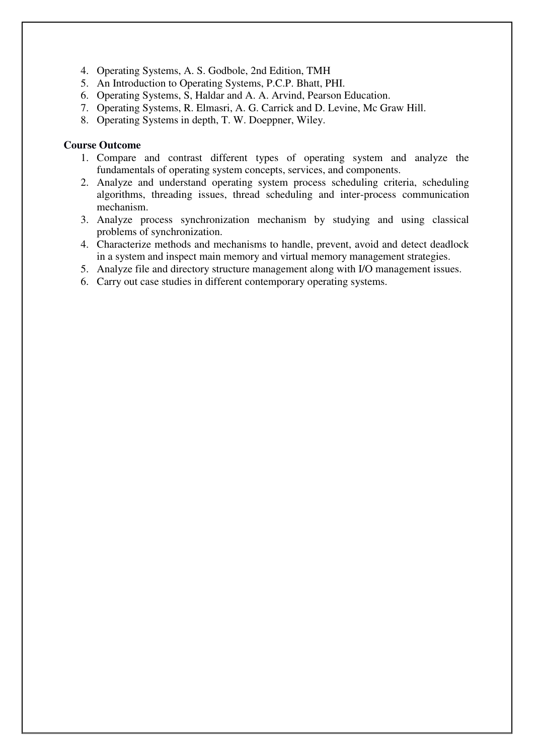4. Operating Systems, A. S. Godbole, 2nd Edition, TMH
5. An Introduction to Operating Systems, P.C.P. Bhatt, PHI.
6. Operating Systems, S, Haldar and A. A. Arvind, Pearson Education.
7. Operating Systems, R. Elmasri, A. G. Carrick and D. Levine, Mc Graw Hill.
8. Operating Systems in depth, T. W. Doeppner, Wiley.

**Course Outcome**

1. Compare and contrast different types of operating system and analyze the fundamentals of operating system concepts, services, and components.
2. Analyze and understand operating system process scheduling criteria, scheduling algorithms, threading issues, thread scheduling and inter-process communication mechanism.
3. Analyze process synchronization mechanism by studying and using classical problems of synchronization.
4. Characterize methods and mechanisms to handle, prevent, avoid and detect deadlock in a system and inspect main memory and virtual memory management strategies.
5. Analyze file and directory structure management along with I/O management issues.
6. Carry out case studies in different contemporary operating systems.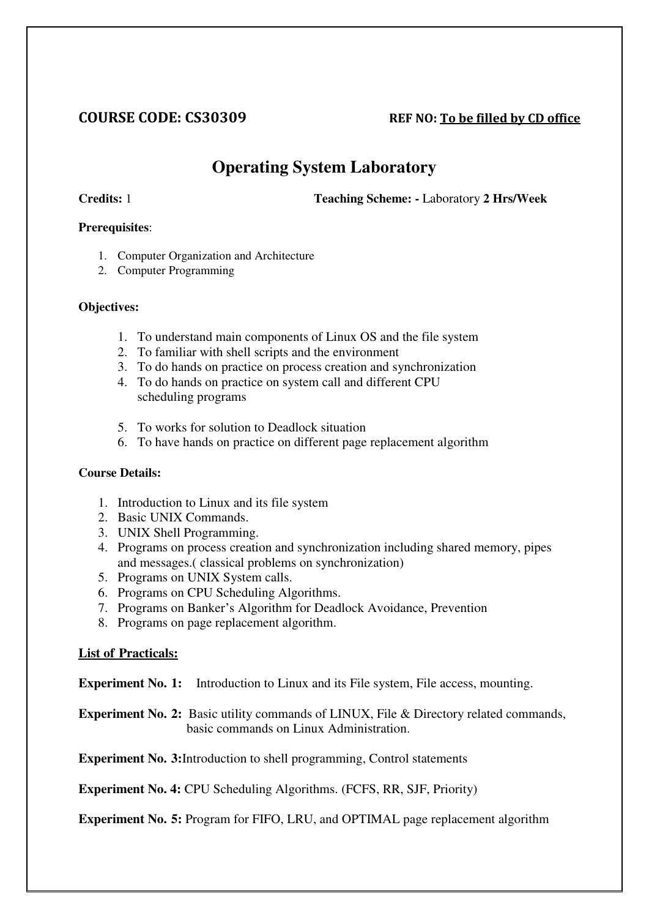**COURSE CODE: CS30309** **REF NO: To be filled by CD office**

# Operating System Laboratory

**Credits:** 1 **Teaching Scheme: -** Laboratory **2 Hrs/Week**

**Prerequisites**:

1. Computer Organization and Architecture
2. Computer Programming

**Objectives:**

1. To understand main components of Linux OS and the file system
2. To familiar with shell scripts and the environment
3. To do hands on practice on process creation and synchronization
4. To do hands on practice on system call and different CPU scheduling programs
5. To works for solution to Deadlock situation
6. To have hands on practice on different page replacement algorithm

**Course Details:**

1. Introduction to Linux and its file system
2. Basic UNIX Commands.
3. UNIX Shell Programming.
4. Programs on process creation and synchronization including shared memory, pipes and messages.( classical problems on synchronization)
5. Programs on UNIX System calls.
6. Programs on CPU Scheduling Algorithms.
7. Programs on Banker's Algorithm for Deadlock Avoidance, Prevention
8. Programs on page replacement algorithm.

**List of Practicals:**

**Experiment No. 1:** Introduction to Linux and its File system, File access, mounting.

**Experiment No. 2:** Basic utility commands of LINUX, File & Directory related commands, basic commands on Linux Administration.

**Experiment No. 3:**Introduction to shell programming, Control statements

**Experiment No. 4:** CPU Scheduling Algorithms. (FCFS, RR, SJF, Priority)

**Experiment No. 5:** Program for FIFO, LRU, and OPTIMAL page replacement algorithm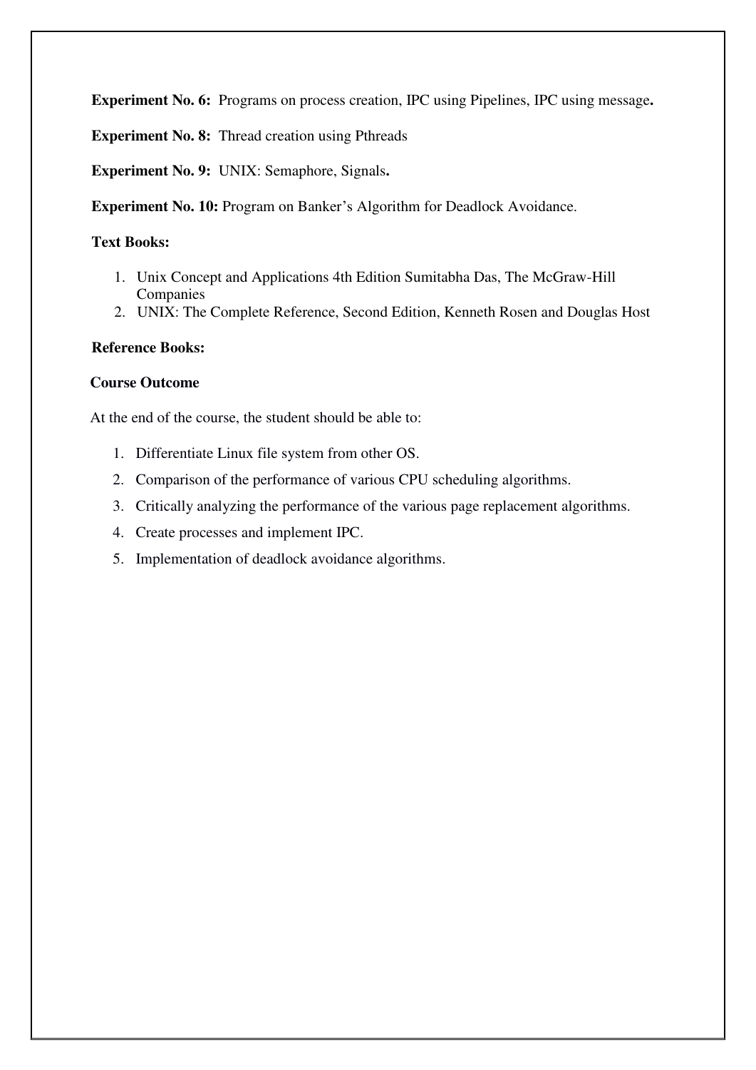**Experiment No. 6:** Programs on process creation, IPC using Pipelines, IPC using message**.**

**Experiment No. 8:** Thread creation using Pthreads

**Experiment No. 9:** UNIX: Semaphore, Signals**.**

**Experiment No. 10:** Program on Banker's Algorithm for Deadlock Avoidance.

**Text Books:**

1. Unix Concept and Applications 4th Edition Sumitabha Das, The McGraw-Hill Companies
2. UNIX: The Complete Reference, Second Edition, Kenneth Rosen and Douglas Host

**Reference Books:**

**Course Outcome**

At the end of the course, the student should be able to:

1. Differentiate Linux file system from other OS.
2. Comparison of the performance of various CPU scheduling algorithms.
3. Critically analyzing the performance of the various page replacement algorithms.
4. Create processes and implement IPC.
5. Implementation of deadlock avoidance algorithms.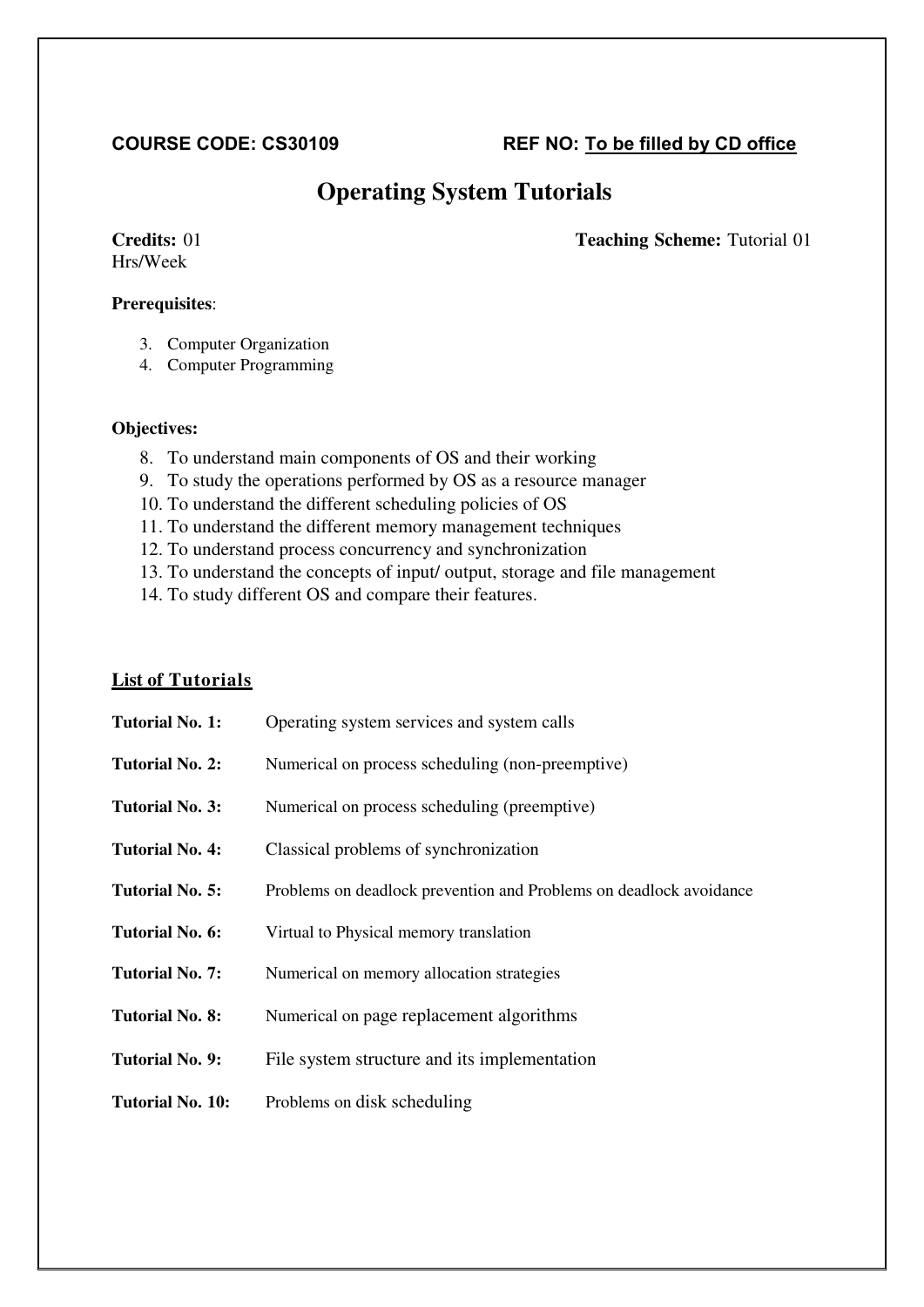**COURSE CODE: CS30109** **REF NO: To be filled by CD office**

# Operating System Tutorials

**Credits:** 01 **Teaching Scheme:** Tutorial 01 Hrs/Week

**Prerequisites**:

3. Computer Organization
4. Computer Programming

**Objectives:**

8. To understand main components of OS and their working
9. To study the operations performed by OS as a resource manager
10. To understand the different scheduling policies of OS
11. To understand the different memory management techniques
12. To understand process concurrency and synchronization
13. To understand the concepts of input/ output, storage and file management
14. To study different OS and compare their features.

## List of Tutorials

**Tutorial No. 1:** Operating system services and system calls

**Tutorial No. 2:** Numerical on process scheduling (non-preemptive)

**Tutorial No. 3:** Numerical on process scheduling (preemptive)

**Tutorial No. 4:** Classical problems of synchronization

**Tutorial No. 5:** Problems on deadlock prevention and Problems on deadlock avoidance

**Tutorial No. 6:** Virtual to Physical memory translation

**Tutorial No. 7:** Numerical on memory allocation strategies

**Tutorial No. 8:** Numerical on page replacement algorithms

**Tutorial No. 9:** File system structure and its implementation

**Tutorial No. 10:** Problems on disk scheduling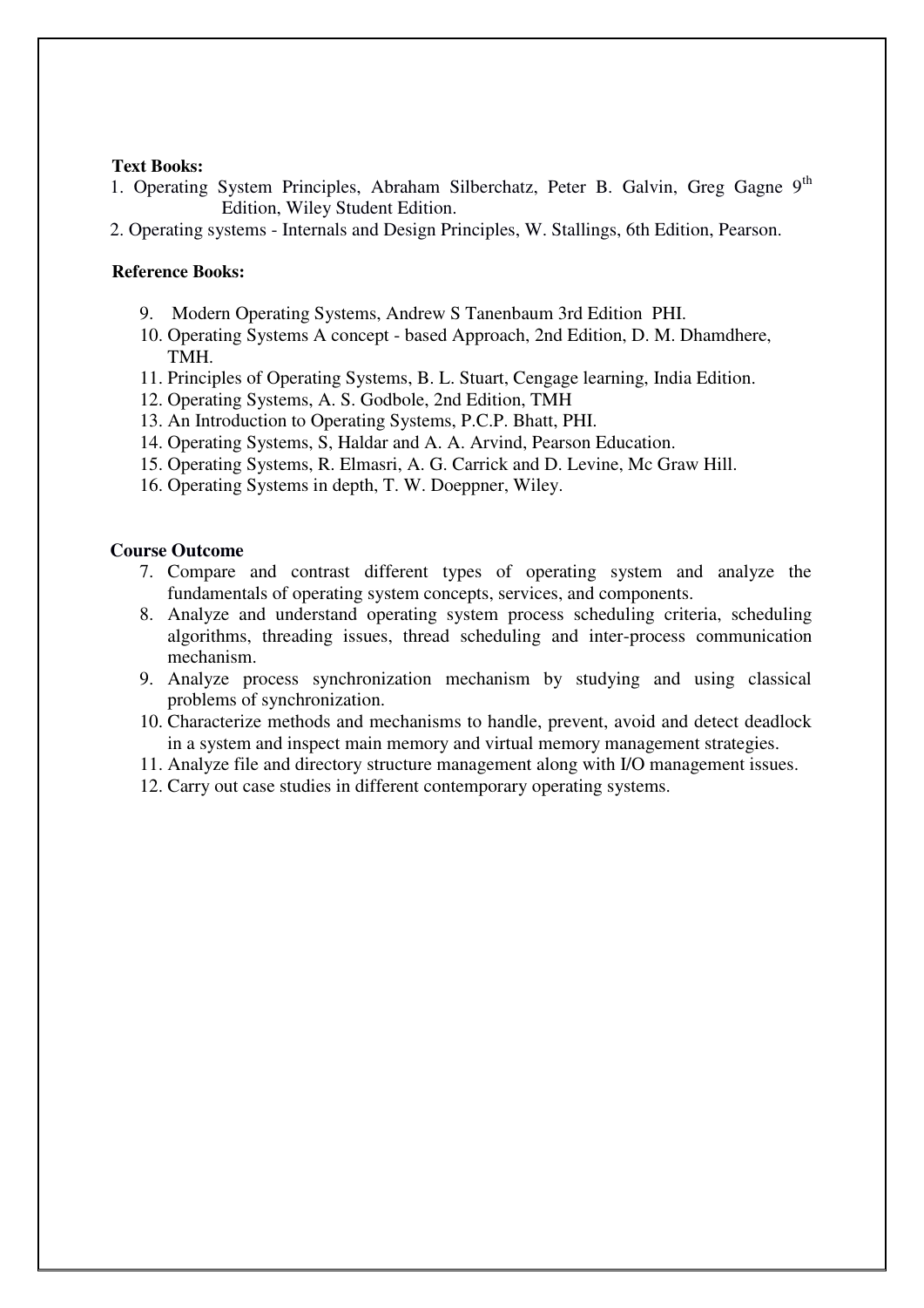**Text Books:**

1. Operating System Principles, Abraham Silberchatz, Peter B. Galvin, Greg Gagne 9th Edition, Wiley Student Edition.
2. Operating systems - Internals and Design Principles, W. Stallings, 6th Edition, Pearson.

**Reference Books:**

9. Modern Operating Systems, Andrew S Tanenbaum 3rd Edition PHI.
10. Operating Systems A concept - based Approach, 2nd Edition, D. M. Dhamdhere, TMH.
11. Principles of Operating Systems, B. L. Stuart, Cengage learning, India Edition.
12. Operating Systems, A. S. Godbole, 2nd Edition, TMH
13. An Introduction to Operating Systems, P.C.P. Bhatt, PHI.
14. Operating Systems, S, Haldar and A. A. Arvind, Pearson Education.
15. Operating Systems, R. Elmasri, A. G. Carrick and D. Levine, Mc Graw Hill.
16. Operating Systems in depth, T. W. Doeppner, Wiley.

**Course Outcome**

7. Compare and contrast different types of operating system and analyze the fundamentals of operating system concepts, services, and components.
8. Analyze and understand operating system process scheduling criteria, scheduling algorithms, threading issues, thread scheduling and inter-process communication mechanism.
9. Analyze process synchronization mechanism by studying and using classical problems of synchronization.
10. Characterize methods and mechanisms to handle, prevent, avoid and detect deadlock in a system and inspect main memory and virtual memory management strategies.
11. Analyze file and directory structure management along with I/O management issues.
12. Carry out case studies in different contemporary operating systems.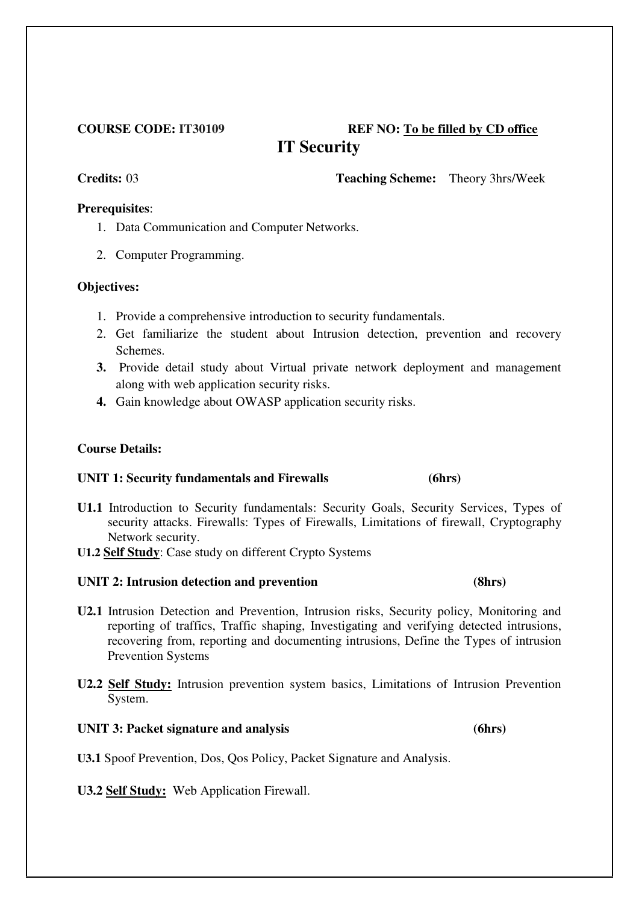**COURSE CODE: IT30109** **REF NO: To be filled by CD office**

# IT Security

**Credits:** 03 **Teaching Scheme:** Theory 3hrs/Week

**Prerequisites**:

1. Data Communication and Computer Networks.
2. Computer Programming.

**Objectives:**

1. Provide a comprehensive introduction to security fundamentals.
2. Get familiarize the student about Intrusion detection, prevention and recovery Schemes.
3. Provide detail study about Virtual private network deployment and management along with web application security risks.
4. Gain knowledge about OWASP application security risks.

**Course Details:**

**UNIT 1: Security fundamentals and Firewalls (6hrs)**

**U1.1** Introduction to Security fundamentals: Security Goals, Security Services, Types of security attacks. Firewalls: Types of Firewalls, Limitations of firewall, Cryptography Network security.

**U1.2** **Self Study**: Case study on different Crypto Systems

**UNIT 2: Intrusion detection and prevention (8hrs)**

**U2.1** Intrusion Detection and Prevention, Intrusion risks, Security policy, Monitoring and reporting of traffics, Traffic shaping, Investigating and verifying detected intrusions, recovering from, reporting and documenting intrusions, Define the Types of intrusion Prevention Systems

**U2.2** **Self Study:** Intrusion prevention system basics, Limitations of Intrusion Prevention System.

**UNIT 3: Packet signature and analysis (6hrs)**

**U3.1** Spoof Prevention, Dos, Qos Policy, Packet Signature and Analysis.

**U3.2** **Self Study:** Web Application Firewall.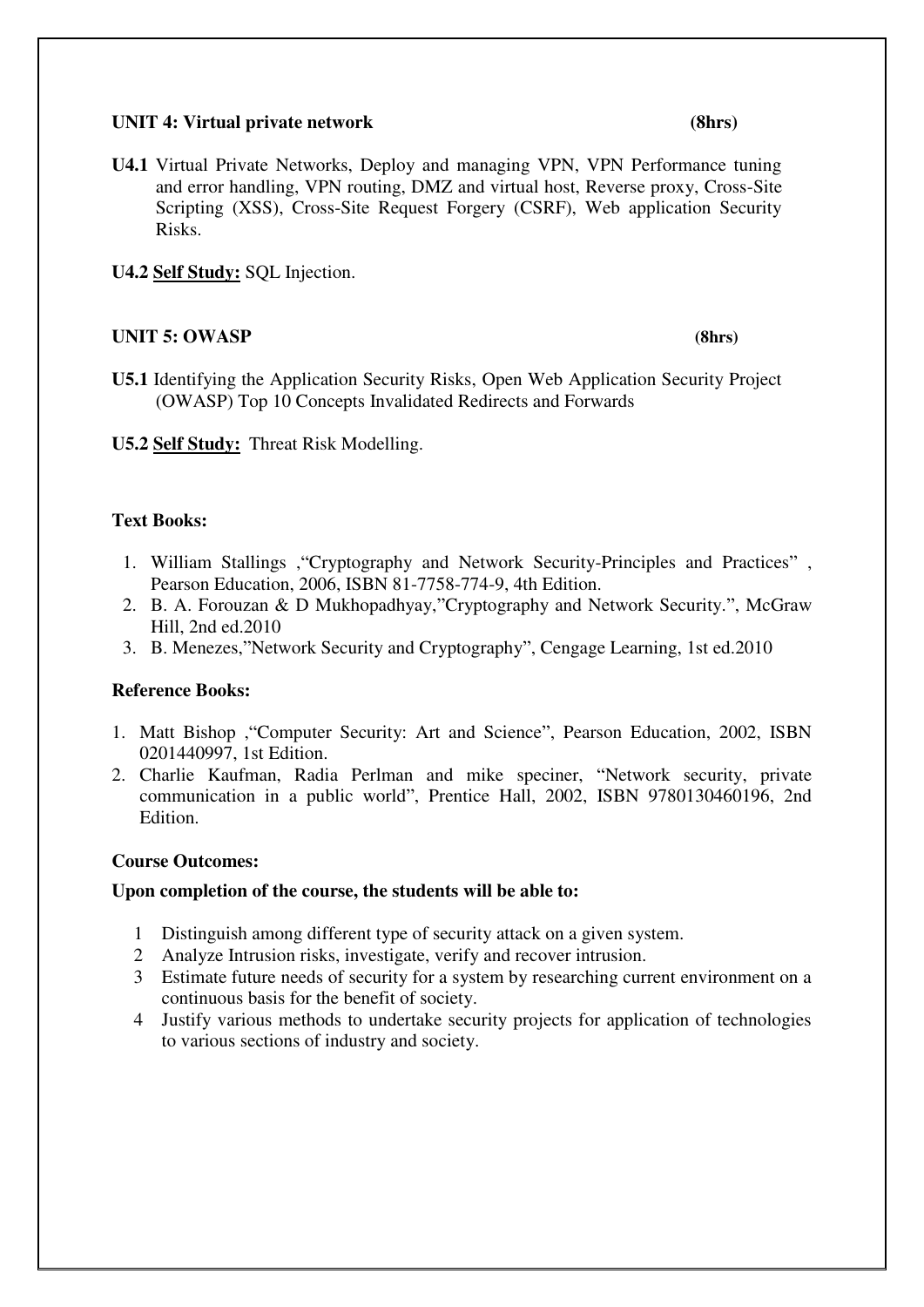**UNIT 4: Virtual private network (8hrs)**

**U4.1** Virtual Private Networks, Deploy and managing VPN, VPN Performance tuning and error handling, VPN routing, DMZ and virtual host, Reverse proxy, Cross-Site Scripting (XSS), Cross-Site Request Forgery (CSRF), Web application Security Risks.

**U4.2** <u>**Self Study:**</u> SQL Injection.

**UNIT 5: OWASP (8hrs)**

**U5.1** Identifying the Application Security Risks, Open Web Application Security Project (OWASP) Top 10 Concepts Invalidated Redirects and Forwards

**U5.2** <u>**Self Study:**</u> Threat Risk Modelling.

**Text Books:**

1. William Stallings ,"Cryptography and Network Security-Principles and Practices" , Pearson Education, 2006, ISBN 81-7758-774-9, 4th Edition.
2. B. A. Forouzan & D Mukhopadhyay,"Cryptography and Network Security.", McGraw Hill, 2nd ed.2010
3. B. Menezes,"Network Security and Cryptography", Cengage Learning, 1st ed.2010

**Reference Books:**

1. Matt Bishop ,"Computer Security: Art and Science", Pearson Education, 2002, ISBN 0201440997, 1st Edition.
2. Charlie Kaufman, Radia Perlman and mike speciner, "Network security, private communication in a public world", Prentice Hall, 2002, ISBN 9780130460196, 2nd Edition.

**Course Outcomes:**

**Upon completion of the course, the students will be able to:**

1. Distinguish among different type of security attack on a given system.
2. Analyze Intrusion risks, investigate, verify and recover intrusion.
3. Estimate future needs of security for a system by researching current environment on a continuous basis for the benefit of society.
4. Justify various methods to undertake security projects for application of technologies to various sections of industry and society.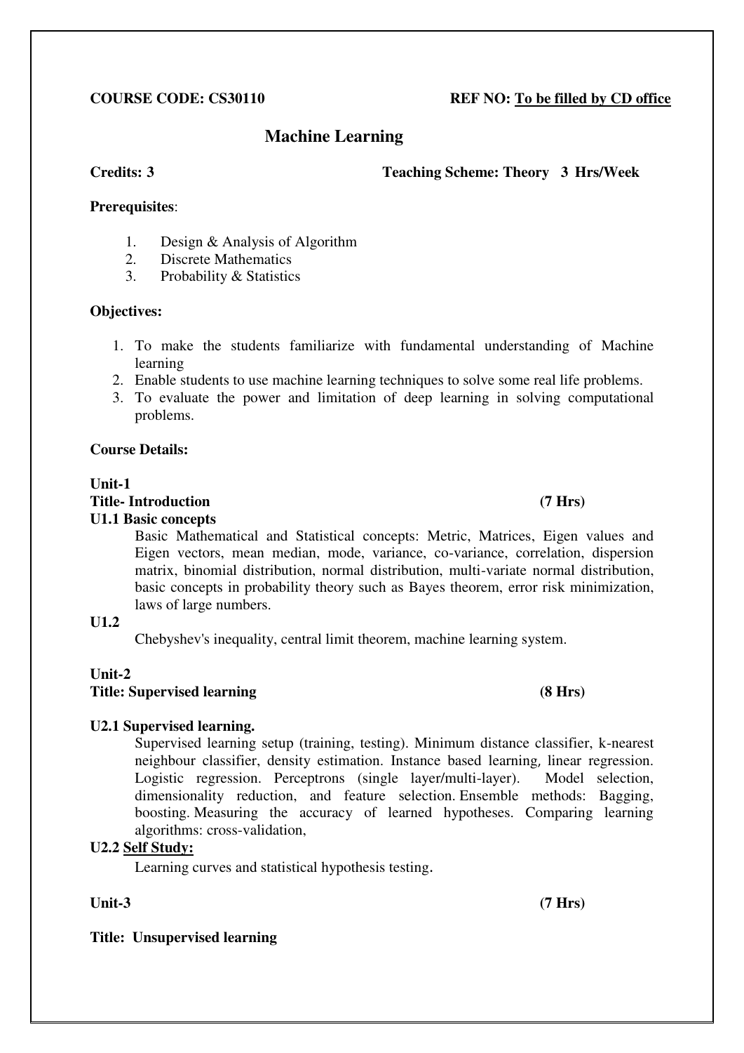**COURSE CODE: CS30110** **REF NO: To be filled by CD office**

# Machine Learning

**Credits: 3** **Teaching Scheme: Theory 3 Hrs/Week**

**Prerequisites**:

1. Design & Analysis of Algorithm
2. Discrete Mathematics
3. Probability & Statistics

**Objectives:**

1. To make the students familiarize with fundamental understanding of Machine learning
2. Enable students to use machine learning techniques to solve some real life problems.
3. To evaluate the power and limitation of deep learning in solving computational problems.

**Course Details:**

**Unit-1**
**Title- Introduction** **(7 Hrs)**

**U1.1 Basic concepts**

Basic Mathematical and Statistical concepts: Metric, Matrices, Eigen values and Eigen vectors, mean median, mode, variance, co-variance, correlation, dispersion matrix, binomial distribution, normal distribution, multi-variate normal distribution, basic concepts in probability theory such as Bayes theorem, error risk minimization, laws of large numbers.

**U1.2**

Chebyshev's inequality, central limit theorem, machine learning system.

**Unit-2**
**Title: Supervised learning** **(8 Hrs)**

**U2.1 Supervised learning.**

Supervised learning setup (training, testing). Minimum distance classifier, k-nearest neighbour classifier, density estimation. Instance based learning, linear regression. Logistic regression. Perceptrons (single layer/multi-layer). Model selection, dimensionality reduction, and feature selection. Ensemble methods: Bagging, boosting. Measuring the accuracy of learned hypotheses. Comparing learning algorithms: cross-validation,

**U2.2 Self Study:**

Learning curves and statistical hypothesis testing.

**Unit-3** **(7 Hrs)**

**Title: Unsupervised learning**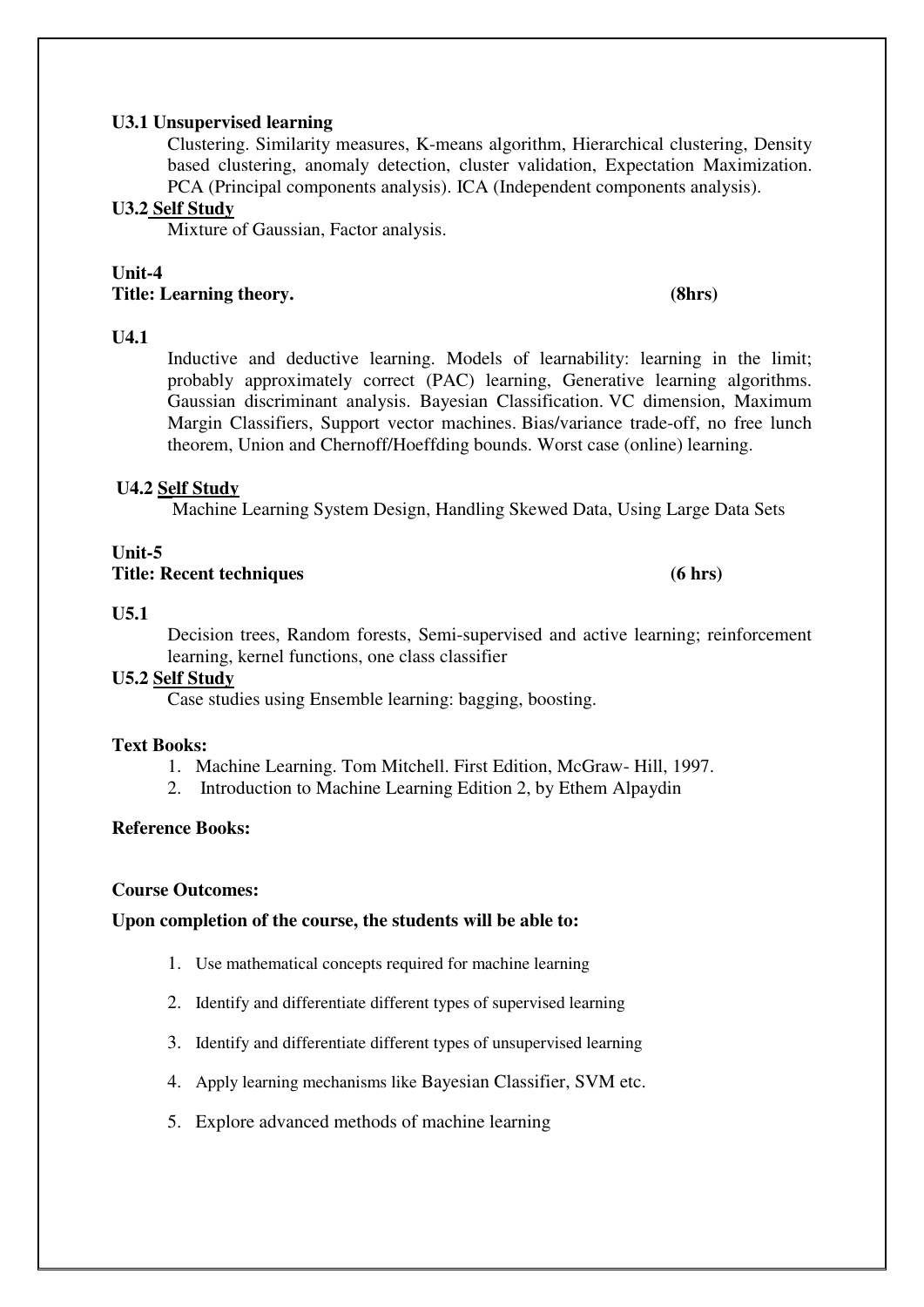**U3.1 Unsupervised learning**

Clustering. Similarity measures, K-means algorithm, Hierarchical clustering, Density based clustering, anomaly detection, cluster validation, Expectation Maximization. PCA (Principal components analysis). ICA (Independent components analysis).

**U3.2 Self Study**

Mixture of Gaussian, Factor analysis.

**Unit-4**

**Title: Learning theory. (8hrs)**

**U4.1**

Inductive and deductive learning. Models of learnability: learning in the limit; probably approximately correct (PAC) learning, Generative learning algorithms. Gaussian discriminant analysis. Bayesian Classification. VC dimension, Maximum Margin Classifiers, Support vector machines. Bias/variance trade-off, no free lunch theorem, Union and Chernoff/Hoeffding bounds. Worst case (online) learning.

**U4.2 Self Study**

Machine Learning System Design, Handling Skewed Data, Using Large Data Sets

**Unit-5**

**Title: Recent techniques (6 hrs)**

**U5.1**

Decision trees, Random forests, Semi-supervised and active learning; reinforcement learning, kernel functions, one class classifier

**U5.2 Self Study**

Case studies using Ensemble learning: bagging, boosting.

**Text Books:**

1. Machine Learning. Tom Mitchell. First Edition, McGraw- Hill, 1997.
2. Introduction to Machine Learning Edition 2, by Ethem Alpaydin

**Reference Books:**

**Course Outcomes:**

**Upon completion of the course, the students will be able to:**

1. Use mathematical concepts required for machine learning
2. Identify and differentiate different types of supervised learning
3. Identify and differentiate different types of unsupervised learning
4. Apply learning mechanisms like Bayesian Classifier, SVM etc.
5. Explore advanced methods of machine learning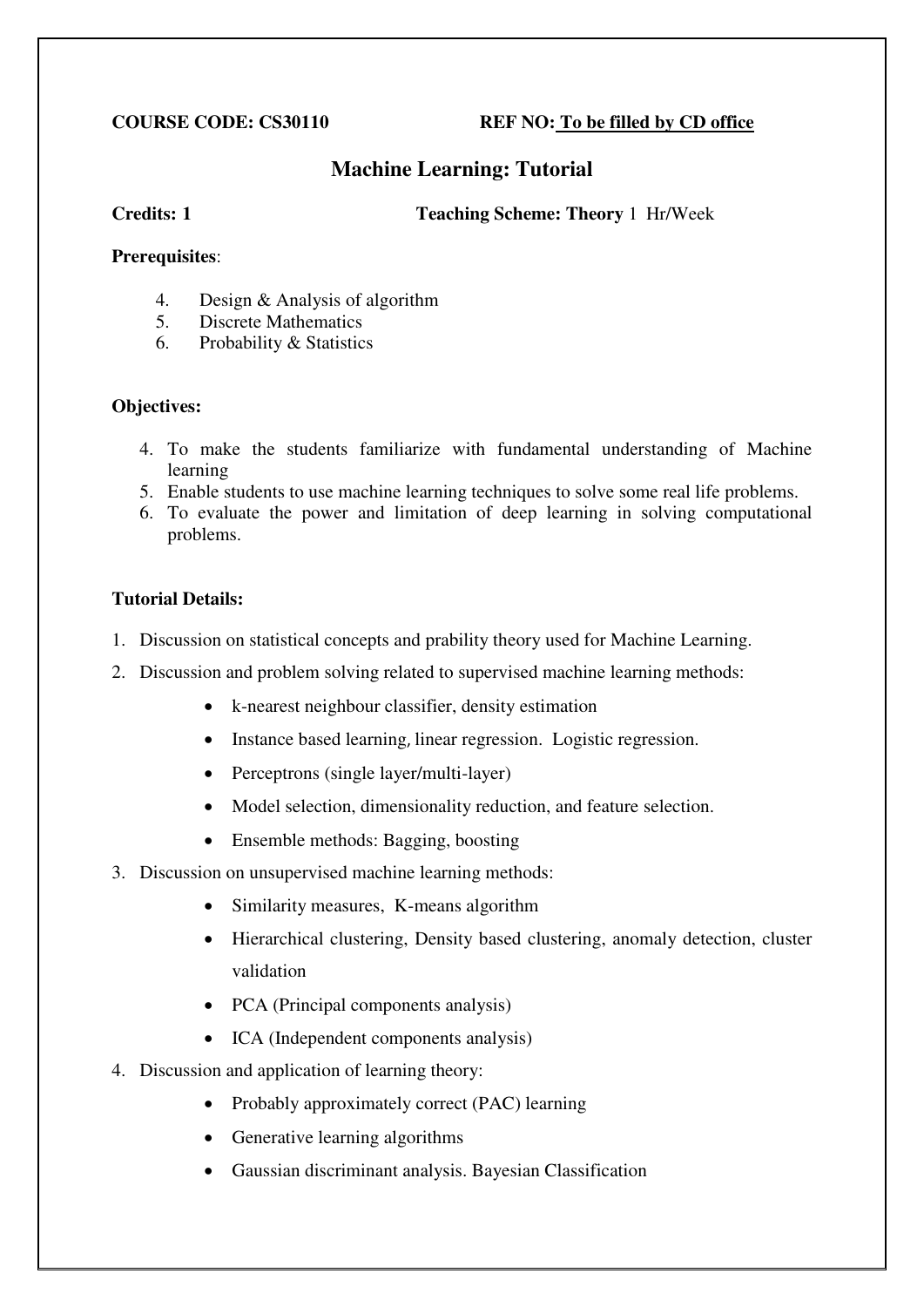**COURSE CODE: CS30110** **REF NO: To be filled by CD office**

## Machine Learning: Tutorial

**Credits: 1** **Teaching Scheme: Theory** 1 Hr/Week

**Prerequisites**:

4. Design & Analysis of algorithm
5. Discrete Mathematics
6. Probability & Statistics

**Objectives:**

4. To make the students familiarize with fundamental understanding of Machine learning
5. Enable students to use machine learning techniques to solve some real life problems.
6. To evaluate the power and limitation of deep learning in solving computational problems.

**Tutorial Details:**

1. Discussion on statistical concepts and prability theory used for Machine Learning.
2. Discussion and problem solving related to supervised machine learning methods:
    - k-nearest neighbour classifier, density estimation
    - Instance based learning, linear regression. Logistic regression.
    - Perceptrons (single layer/multi-layer)
    - Model selection, dimensionality reduction, and feature selection.
    - Ensemble methods: Bagging, boosting
3. Discussion on unsupervised machine learning methods:
    - Similarity measures, K-means algorithm
    - Hierarchical clustering, Density based clustering, anomaly detection, cluster validation
    - PCA (Principal components analysis)
    - ICA (Independent components analysis)
4. Discussion and application of learning theory:
    - Probably approximately correct (PAC) learning
    - Generative learning algorithms
    - Gaussian discriminant analysis. Bayesian Classification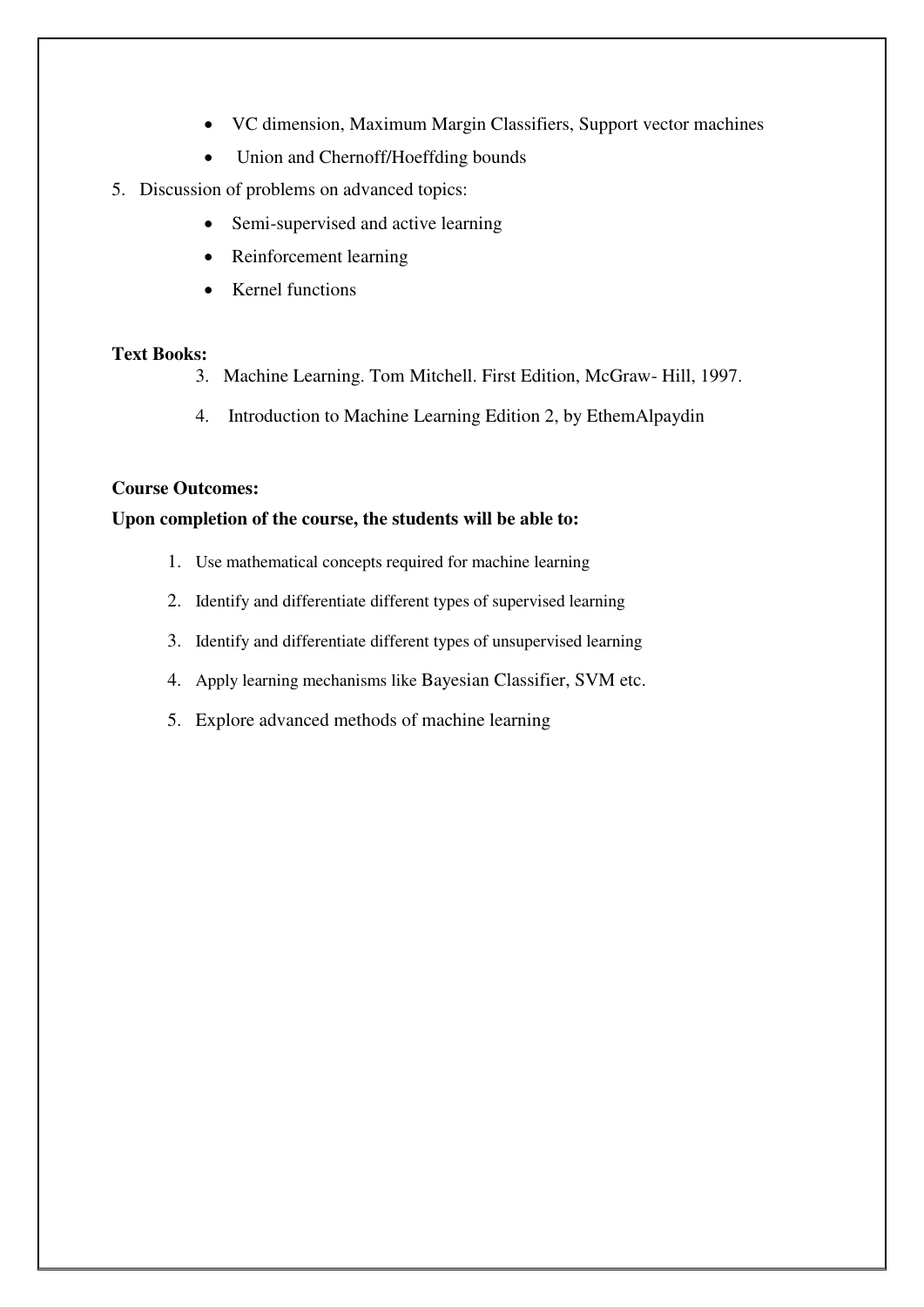- VC dimension, Maximum Margin Classifiers, Support vector machines
- Union and Chernoff/Hoeffding bounds

5. Discussion of problems on advanced topics:
   - Semi-supervised and active learning
   - Reinforcement learning
   - Kernel functions

**Text Books:**

3. Machine Learning. Tom Mitchell. First Edition, McGraw- Hill, 1997.
4. Introduction to Machine Learning Edition 2, by EthemAlpaydin

**Course Outcomes:**

**Upon completion of the course, the students will be able to:**

1. Use mathematical concepts required for machine learning
2. Identify and differentiate different types of supervised learning
3. Identify and differentiate different types of unsupervised learning
4. Apply learning mechanisms like Bayesian Classifier, SVM etc.
5. Explore advanced methods of machine learning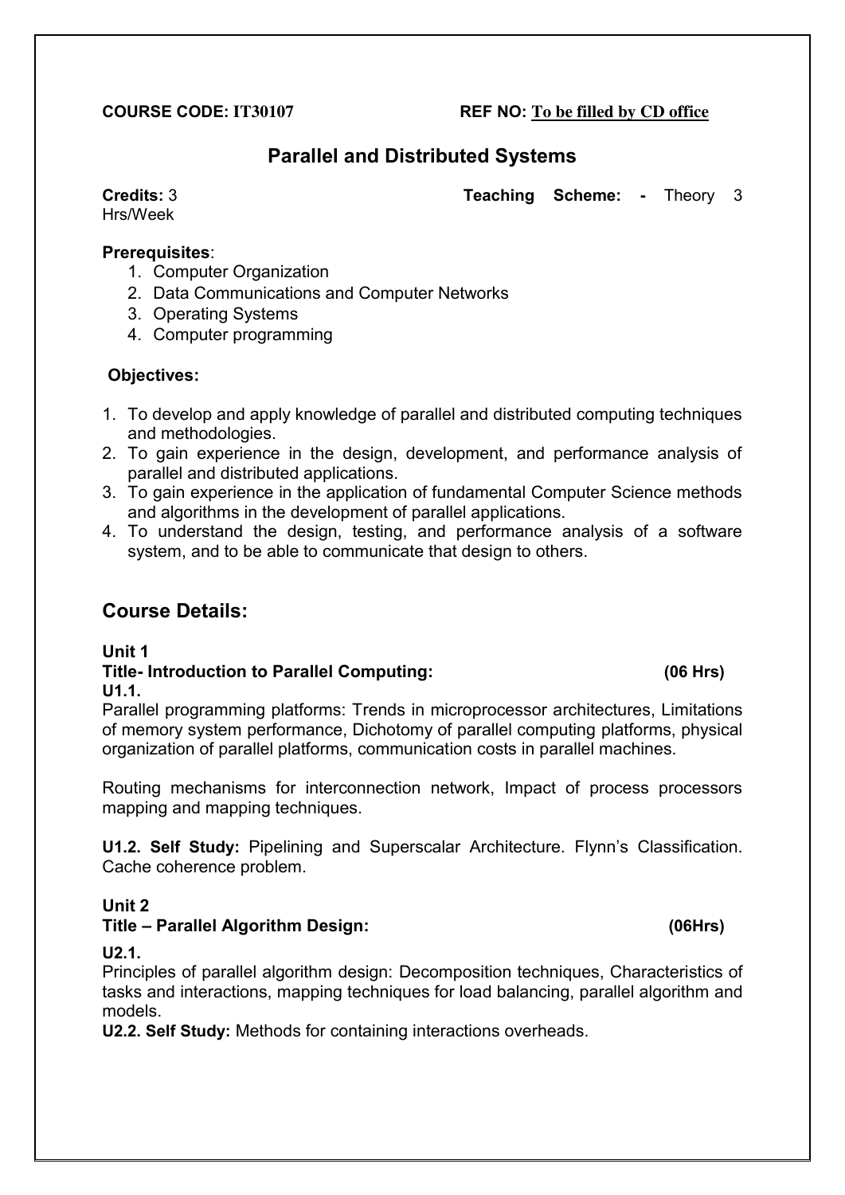**COURSE CODE: IT30107** **REF NO: To be filled by CD office**

## Parallel and Distributed Systems

**Credits:** 3 **Teaching Scheme: -** Theory 3 Hrs/Week

**Prerequisites**:

1. Computer Organization
2. Data Communications and Computer Networks
3. Operating Systems
4. Computer programming

**Objectives:**

1. To develop and apply knowledge of parallel and distributed computing techniques and methodologies.
2. To gain experience in the design, development, and performance analysis of parallel and distributed applications.
3. To gain experience in the application of fundamental Computer Science methods and algorithms in the development of parallel applications.
4. To understand the design, testing, and performance analysis of a software system, and to be able to communicate that design to others.

## Course Details:

**Unit 1**

**Title- Introduction to Parallel Computing: (06 Hrs)**

**U1.1.**

Parallel programming platforms: Trends in microprocessor architectures, Limitations of memory system performance, Dichotomy of parallel computing platforms, physical organization of parallel platforms, communication costs in parallel machines.

Routing mechanisms for interconnection network, Impact of process processors mapping and mapping techniques.

**U1.2. Self Study:** Pipelining and Superscalar Architecture. Flynn's Classification. Cache coherence problem.

**Unit 2**

**Title – Parallel Algorithm Design: (06Hrs)**

**U2.1.**

Principles of parallel algorithm design: Decomposition techniques, Characteristics of tasks and interactions, mapping techniques for load balancing, parallel algorithm and models.

**U2.2. Self Study:** Methods for containing interactions overheads.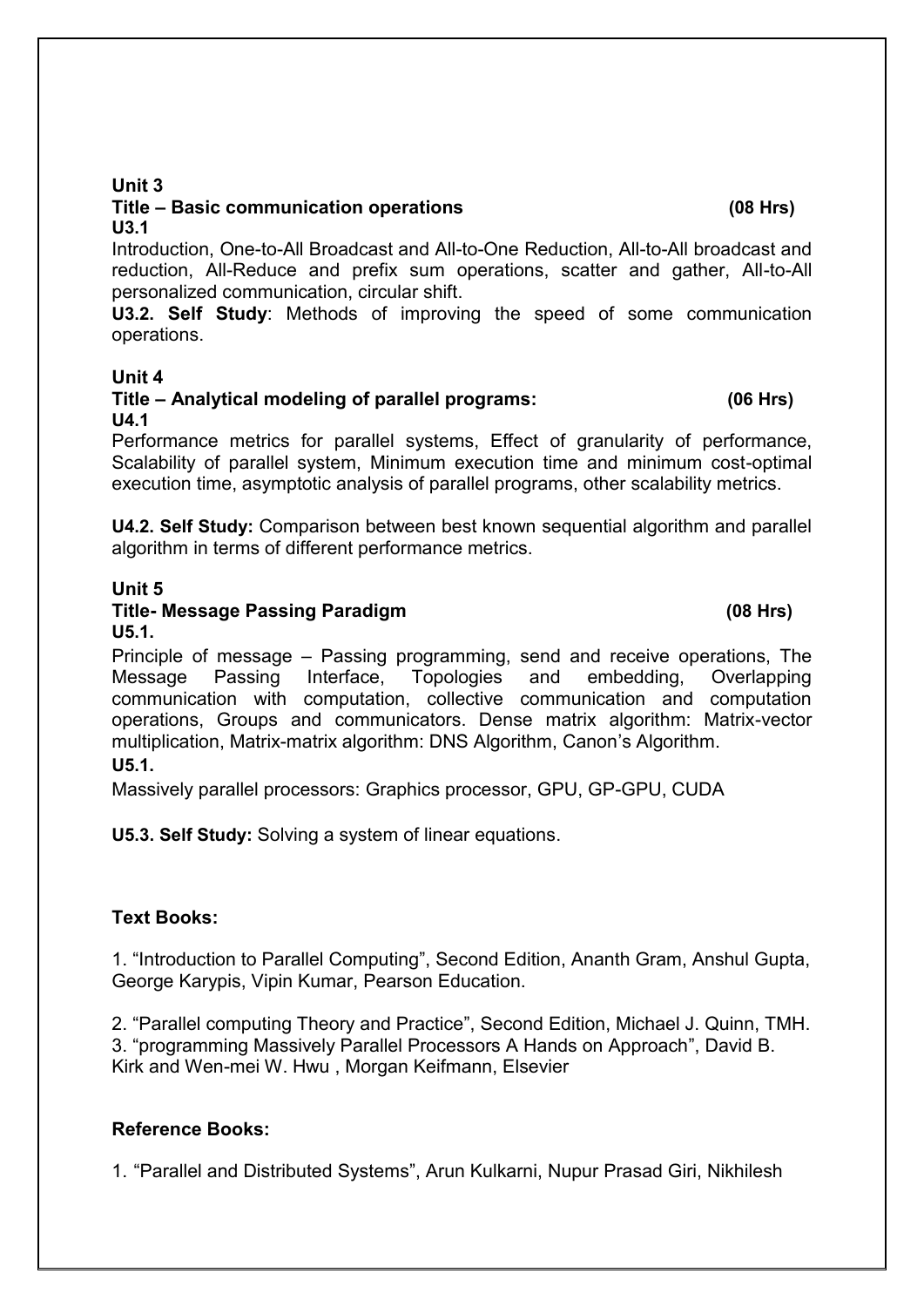**Unit 3**

**Title – Basic communication operations (08 Hrs)**

**U3.1**

Introduction, One-to-All Broadcast and All-to-One Reduction, All-to-All broadcast and reduction, All-Reduce and prefix sum operations, scatter and gather, All-to-All personalized communication, circular shift.

**U3.2. Self Study**: Methods of improving the speed of some communication operations.

**Unit 4**

**Title – Analytical modeling of parallel programs: (06 Hrs)**

**U4.1**

Performance metrics for parallel systems, Effect of granularity of performance, Scalability of parallel system, Minimum execution time and minimum cost-optimal execution time, asymptotic analysis of parallel programs, other scalability metrics.

**U4.2. Self Study:** Comparison between best known sequential algorithm and parallel algorithm in terms of different performance metrics.

**Unit 5**

**Title- Message Passing Paradigm (08 Hrs)**

**U5.1.**

Principle of message – Passing programming, send and receive operations, The Message Passing Interface, Topologies and embedding, Overlapping communication with computation, collective communication and computation operations, Groups and communicators. Dense matrix algorithm: Matrix-vector multiplication, Matrix-matrix algorithm: DNS Algorithm, Canon's Algorithm.

**U5.1.**

Massively parallel processors: Graphics processor, GPU, GP-GPU, CUDA

**U5.3. Self Study:** Solving a system of linear equations.

**Text Books:**

1. "Introduction to Parallel Computing", Second Edition, Ananth Gram, Anshul Gupta, George Karypis, Vipin Kumar, Pearson Education.

2. "Parallel computing Theory and Practice", Second Edition, Michael J. Quinn, TMH.
3. "programming Massively Parallel Processors A Hands on Approach", David B. Kirk and Wen-mei W. Hwu , Morgan Keifmann, Elsevier

**Reference Books:**

1. "Parallel and Distributed Systems", Arun Kulkarni, Nupur Prasad Giri, Nikhilesh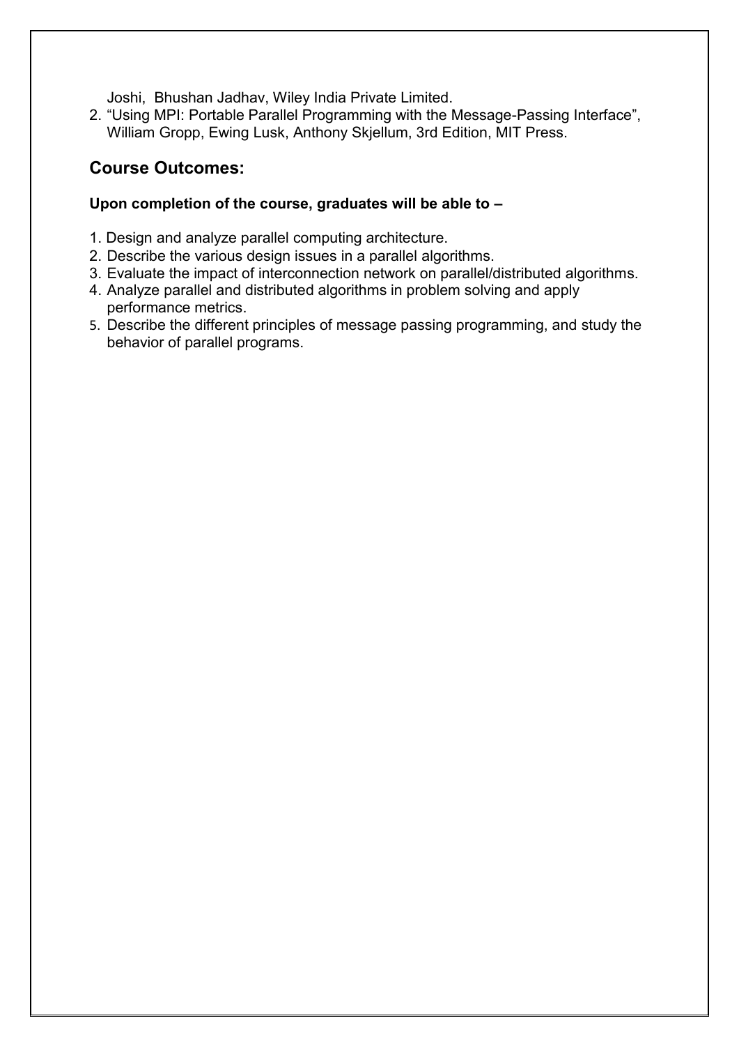Joshi, Bhushan Jadhav, Wiley India Private Limited.

2. "Using MPI: Portable Parallel Programming with the Message-Passing Interface", William Gropp, Ewing Lusk, Anthony Skjellum, 3rd Edition, MIT Press.

## Course Outcomes:

**Upon completion of the course, graduates will be able to –**

1. Design and analyze parallel computing architecture.
2. Describe the various design issues in a parallel algorithms.
3. Evaluate the impact of interconnection network on parallel/distributed algorithms.
4. Analyze parallel and distributed algorithms in problem solving and apply performance metrics.
5. Describe the different principles of message passing programming, and study the behavior of parallel programs.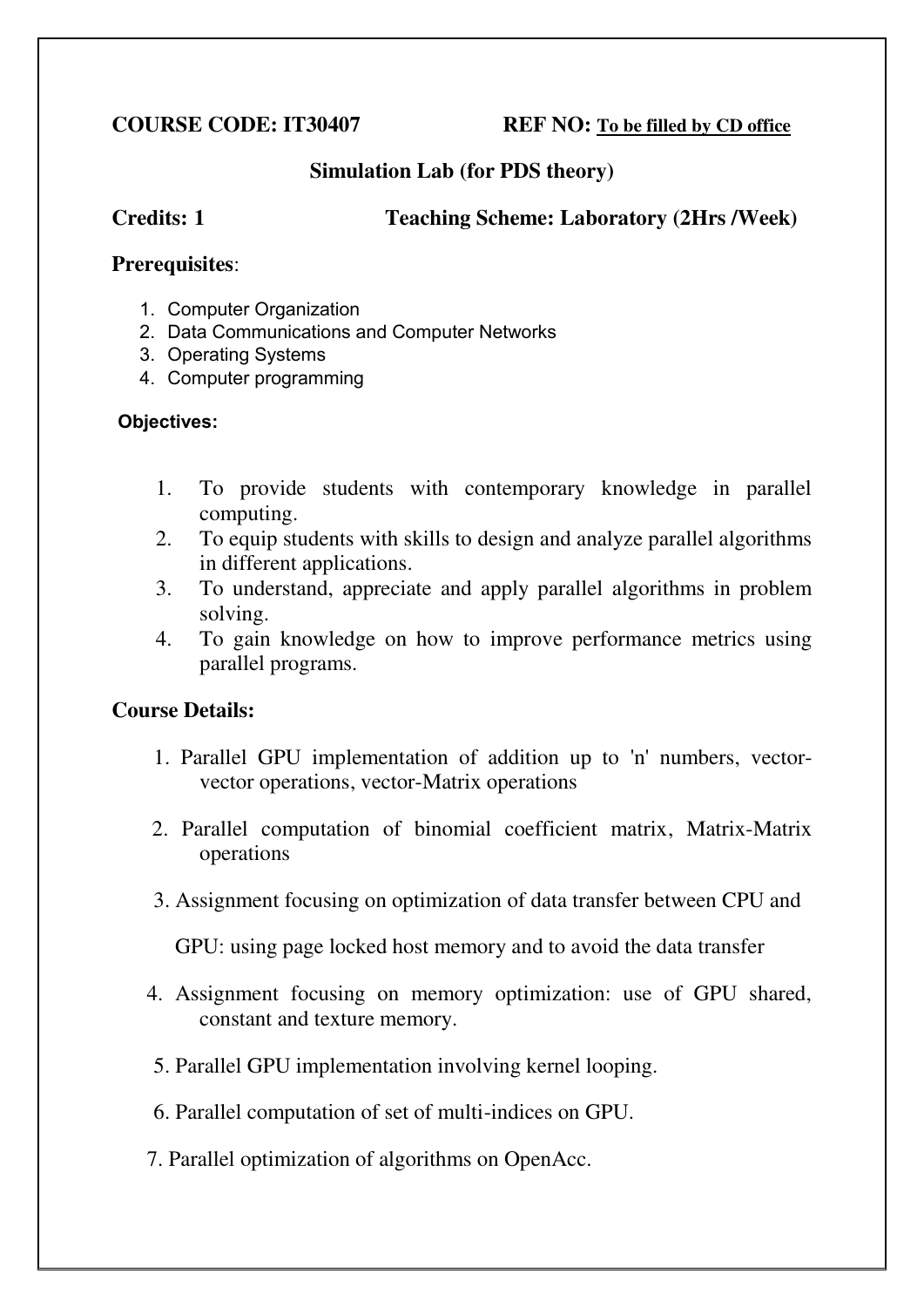**COURSE CODE: IT30407** **REF NO: <u>To be filled by CD office</u>**

## Simulation Lab (for PDS theory)

**Credits: 1** **Teaching Scheme: Laboratory (2Hrs /Week)**

**Prerequisites**:

1. Computer Organization
2. Data Communications and Computer Networks
3. Operating Systems
4. Computer programming

**Objectives:**

1. To provide students with contemporary knowledge in parallel computing.
2. To equip students with skills to design and analyze parallel algorithms in different applications.
3. To understand, appreciate and apply parallel algorithms in problem solving.
4. To gain knowledge on how to improve performance metrics using parallel programs.

**Course Details:**

1. Parallel GPU implementation of addition up to 'n' numbers, vector-vector operations, vector-Matrix operations
2. Parallel computation of binomial coefficient matrix, Matrix-Matrix operations
3. Assignment focusing on optimization of data transfer between CPU and GPU: using page locked host memory and to avoid the data transfer
4. Assignment focusing on memory optimization: use of GPU shared, constant and texture memory.
5. Parallel GPU implementation involving kernel looping.
6. Parallel computation of set of multi-indices on GPU.
7. Parallel optimization of algorithms on OpenAcc.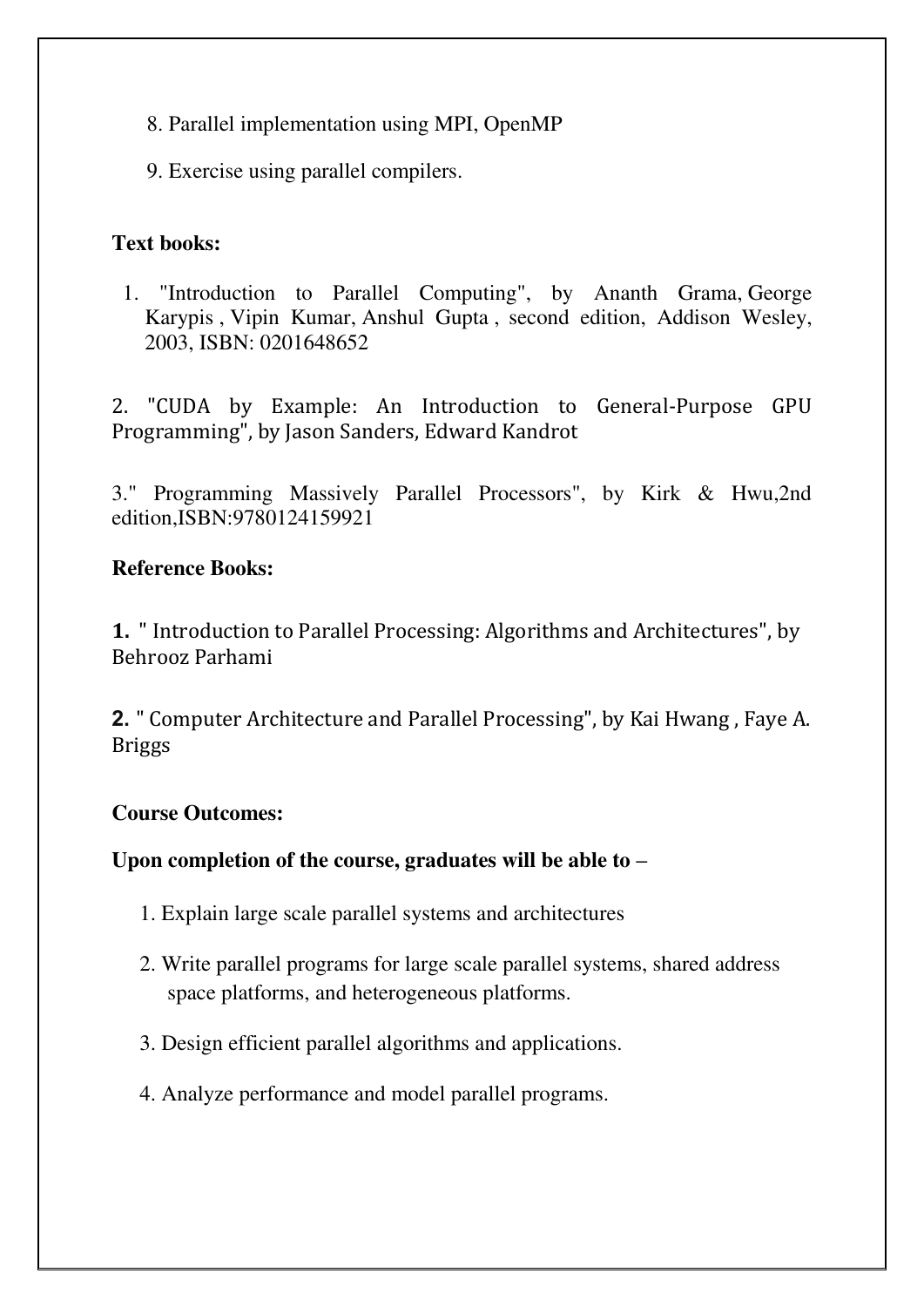8. Parallel implementation using MPI, OpenMP

9. Exercise using parallel compilers.

**Text books:**

1. "Introduction to Parallel Computing", by Ananth Grama, George Karypis , Vipin Kumar, Anshul Gupta , second edition, Addison Wesley, 2003, ISBN: 0201648652

2. "CUDA by Example: An Introduction to General-Purpose GPU Programming", by Jason Sanders, Edward Kandrot

3." Programming Massively Parallel Processors", by Kirk & Hwu,2nd edition,ISBN:9780124159921

**Reference Books:**

**1.** " Introduction to Parallel Processing: Algorithms and Architectures", by Behrooz Parhami

**2.** " Computer Architecture and Parallel Processing", by Kai Hwang , Faye A. Briggs

**Course Outcomes:**

**Upon completion of the course, graduates will be able to –**

1. Explain large scale parallel systems and architectures
2. Write parallel programs for large scale parallel systems, shared address space platforms, and heterogeneous platforms.
3. Design efficient parallel algorithms and applications.
4. Analyze performance and model parallel programs.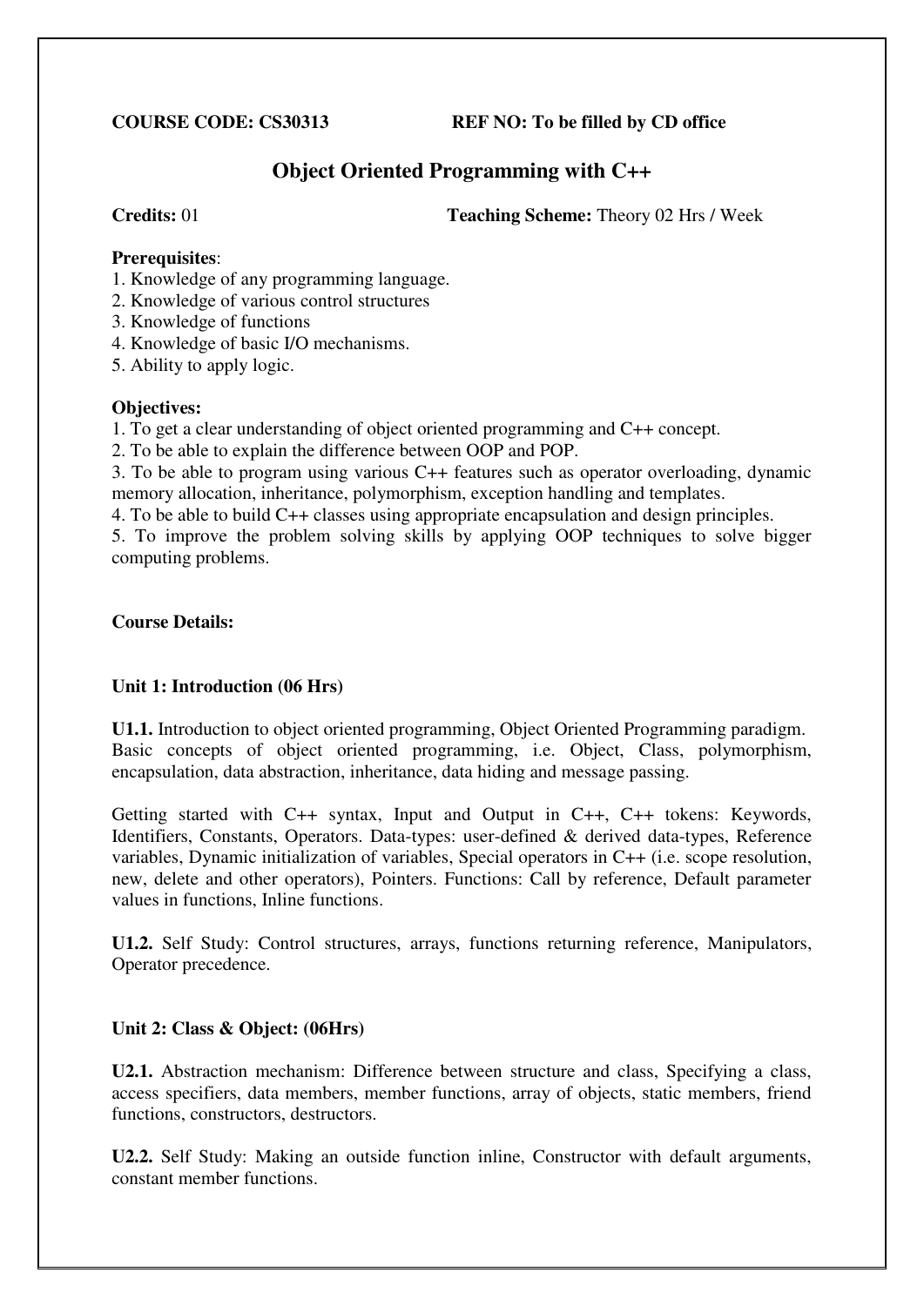**COURSE CODE: CS30313** **REF NO: To be filled by CD office**

## Object Oriented Programming with C++

**Credits:** 01 **Teaching Scheme:** Theory 02 Hrs / Week

**Prerequisites**:

1. Knowledge of any programming language.
2. Knowledge of various control structures
3. Knowledge of functions
4. Knowledge of basic I/O mechanisms.
5. Ability to apply logic.

**Objectives:**

1. To get a clear understanding of object oriented programming and C++ concept.
2. To be able to explain the difference between OOP and POP.
3. To be able to program using various C++ features such as operator overloading, dynamic memory allocation, inheritance, polymorphism, exception handling and templates.
4. To be able to build C++ classes using appropriate encapsulation and design principles.
5. To improve the problem solving skills by applying OOP techniques to solve bigger computing problems.

**Course Details:**

**Unit 1: Introduction (06 Hrs)**

**U1.1.** Introduction to object oriented programming, Object Oriented Programming paradigm. Basic concepts of object oriented programming, i.e. Object, Class, polymorphism, encapsulation, data abstraction, inheritance, data hiding and message passing.

Getting started with C++ syntax, Input and Output in C++, C++ tokens: Keywords, Identifiers, Constants, Operators. Data-types: user-defined & derived data-types, Reference variables, Dynamic initialization of variables, Special operators in C++ (i.e. scope resolution, new, delete and other operators), Pointers. Functions: Call by reference, Default parameter values in functions, Inline functions.

**U1.2.** Self Study: Control structures, arrays, functions returning reference, Manipulators, Operator precedence.

**Unit 2: Class & Object: (06Hrs)**

**U2.1.** Abstraction mechanism: Difference between structure and class, Specifying a class, access specifiers, data members, member functions, array of objects, static members, friend functions, constructors, destructors.

**U2.2.** Self Study: Making an outside function inline, Constructor with default arguments, constant member functions.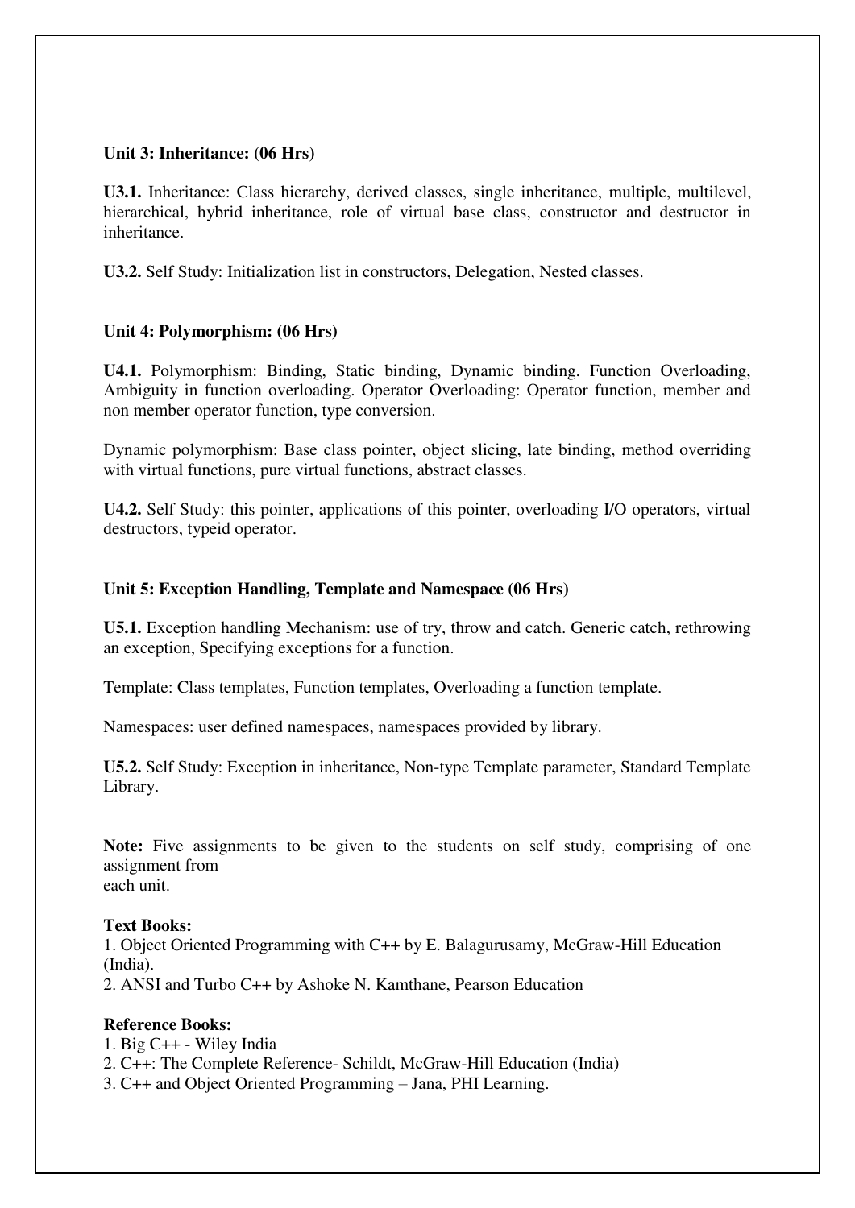**Unit 3: Inheritance: (06 Hrs)**

**U3.1.** Inheritance: Class hierarchy, derived classes, single inheritance, multiple, multilevel, hierarchical, hybrid inheritance, role of virtual base class, constructor and destructor in inheritance.

**U3.2.** Self Study: Initialization list in constructors, Delegation, Nested classes.

**Unit 4: Polymorphism: (06 Hrs)**

**U4.1.** Polymorphism: Binding, Static binding, Dynamic binding. Function Overloading, Ambiguity in function overloading. Operator Overloading: Operator function, member and non member operator function, type conversion.

Dynamic polymorphism: Base class pointer, object slicing, late binding, method overriding with virtual functions, pure virtual functions, abstract classes.

**U4.2.** Self Study: this pointer, applications of this pointer, overloading I/O operators, virtual destructors, typeid operator.

**Unit 5: Exception Handling, Template and Namespace (06 Hrs)**

**U5.1.** Exception handling Mechanism: use of try, throw and catch. Generic catch, rethrowing an exception, Specifying exceptions for a function.

Template: Class templates, Function templates, Overloading a function template.

Namespaces: user defined namespaces, namespaces provided by library.

**U5.2.** Self Study: Exception in inheritance, Non-type Template parameter, Standard Template Library.

**Note:** Five assignments to be given to the students on self study, comprising of one assignment from
each unit.

**Text Books:**

1. Object Oriented Programming with C++ by E. Balagurusamy, McGraw-Hill Education (India).
2. ANSI and Turbo C++ by Ashoke N. Kamthane, Pearson Education

**Reference Books:**

1. Big C++ - Wiley India
2. C++: The Complete Reference- Schildt, McGraw-Hill Education (India)
3. C++ and Object Oriented Programming – Jana, PHI Learning.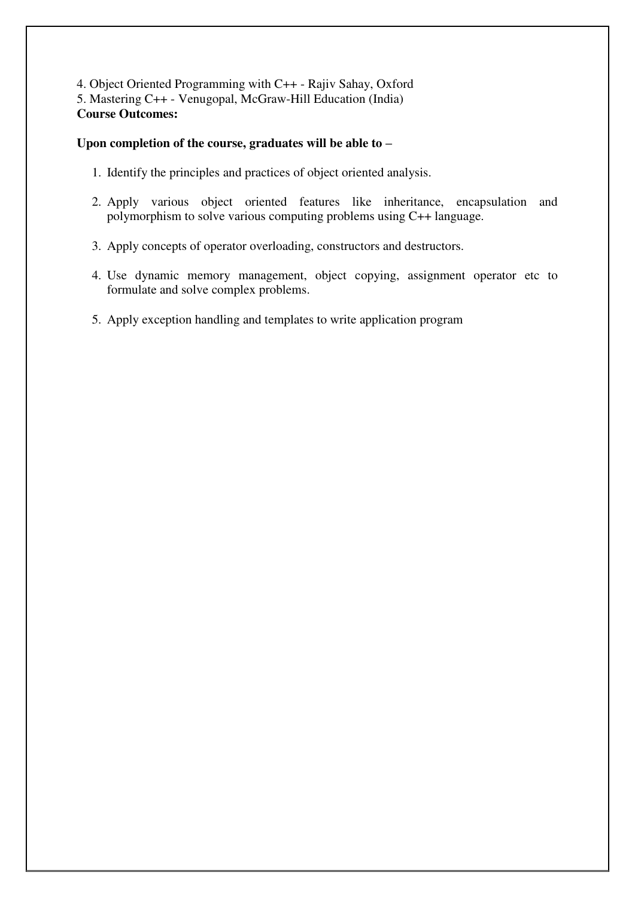4. Object Oriented Programming with C++ - Rajiv Sahay, Oxford
5. Mastering C++ - Venugopal, McGraw-Hill Education (India)

**Course Outcomes:**

**Upon completion of the course, graduates will be able to –**

1. Identify the principles and practices of object oriented analysis.
2. Apply various object oriented features like inheritance, encapsulation and polymorphism to solve various computing problems using C++ language.
3. Apply concepts of operator overloading, constructors and destructors.
4. Use dynamic memory management, object copying, assignment operator etc to formulate and solve complex problems.
5. Apply exception handling and templates to write application program